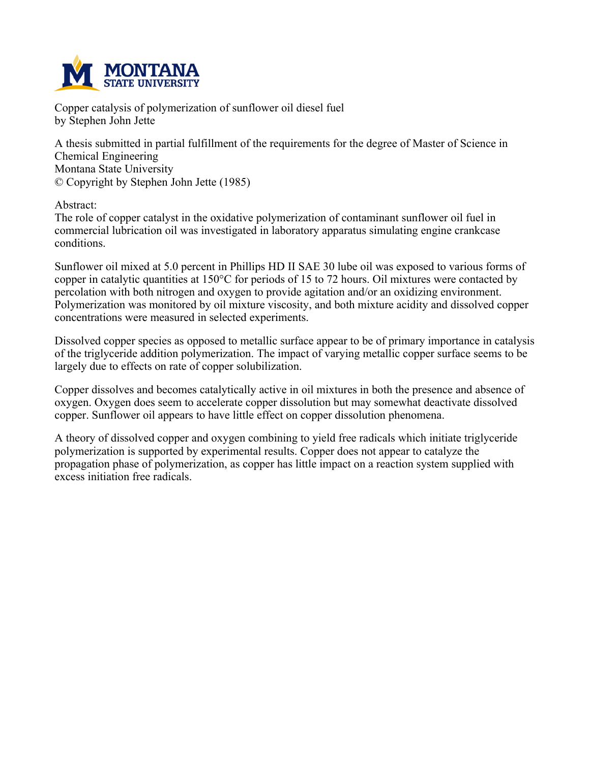Copper catalysis of polymerization of sunflower oil diesel fuel
by Stephen John Jette

A thesis submitted in partial fulfillment of the requirements for the degree of Master of Science in Chemical Engineering
Montana State University
© Copyright by Stephen John Jette (1985)

Abstract:

The role of copper catalyst in the oxidative polymerization of contaminant sunflower oil fuel in commercial lubrication oil was investigated in laboratory apparatus simulating engine crankcase conditions.

Sunflower oil mixed at 5.0 percent in Phillips HD II SAE 30 lube oil was exposed to various forms of copper in catalytic quantities at 150°C for periods of 15 to 72 hours. Oil mixtures were contacted by percolation with both nitrogen and oxygen to provide agitation and/or an oxidizing environment. Polymerization was monitored by oil mixture viscosity, and both mixture acidity and dissolved copper concentrations were measured in selected experiments.

Dissolved copper species as opposed to metallic surface appear to be of primary importance in catalysis of the triglyceride addition polymerization. The impact of varying metallic copper surface seems to be largely due to effects on rate of copper solubilization.

Copper dissolves and becomes catalytically active in oil mixtures in both the presence and absence of oxygen. Oxygen does seem to accelerate copper dissolution but may somewhat deactivate dissolved copper. Sunflower oil appears to have little effect on copper dissolution phenomena.

A theory of dissolved copper and oxygen combining to yield free radicals which initiate triglyceride polymerization is supported by experimental results. Copper does not appear to catalyze the propagation phase of polymerization, as copper has little impact on a reaction system supplied with excess initiation free radicals.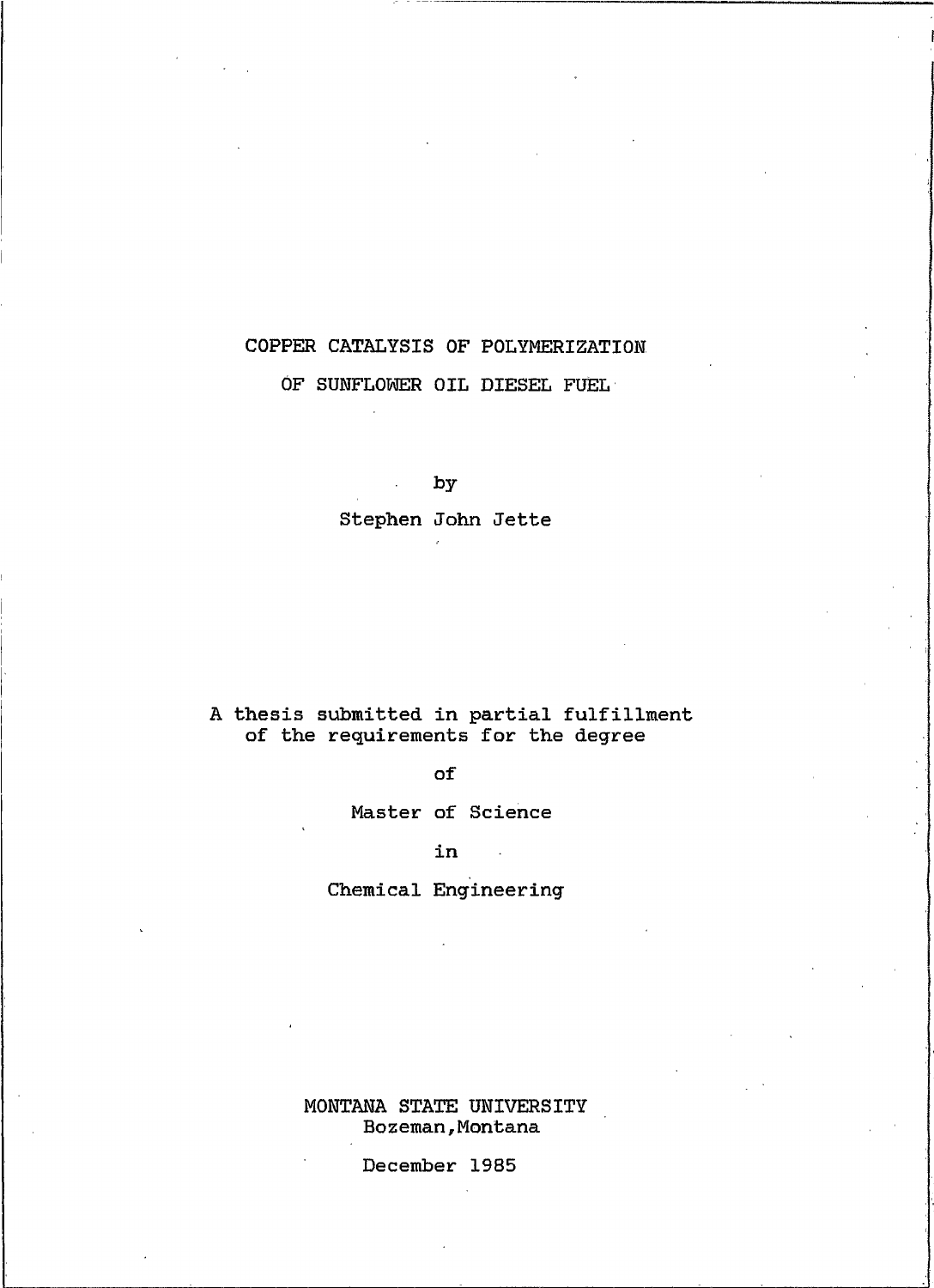# COPPER CATALYSIS OF POLYMERIZATION OF SUNFLOWER OIL DIESEL FUEL

by

Stephen John Jette

A thesis submitted in partial fulfillment of the requirements for the degree

of

Master of Science

in

Chemical Engineering

MONTANA STATE UNIVERSITY
Bozeman, Montana

December 1985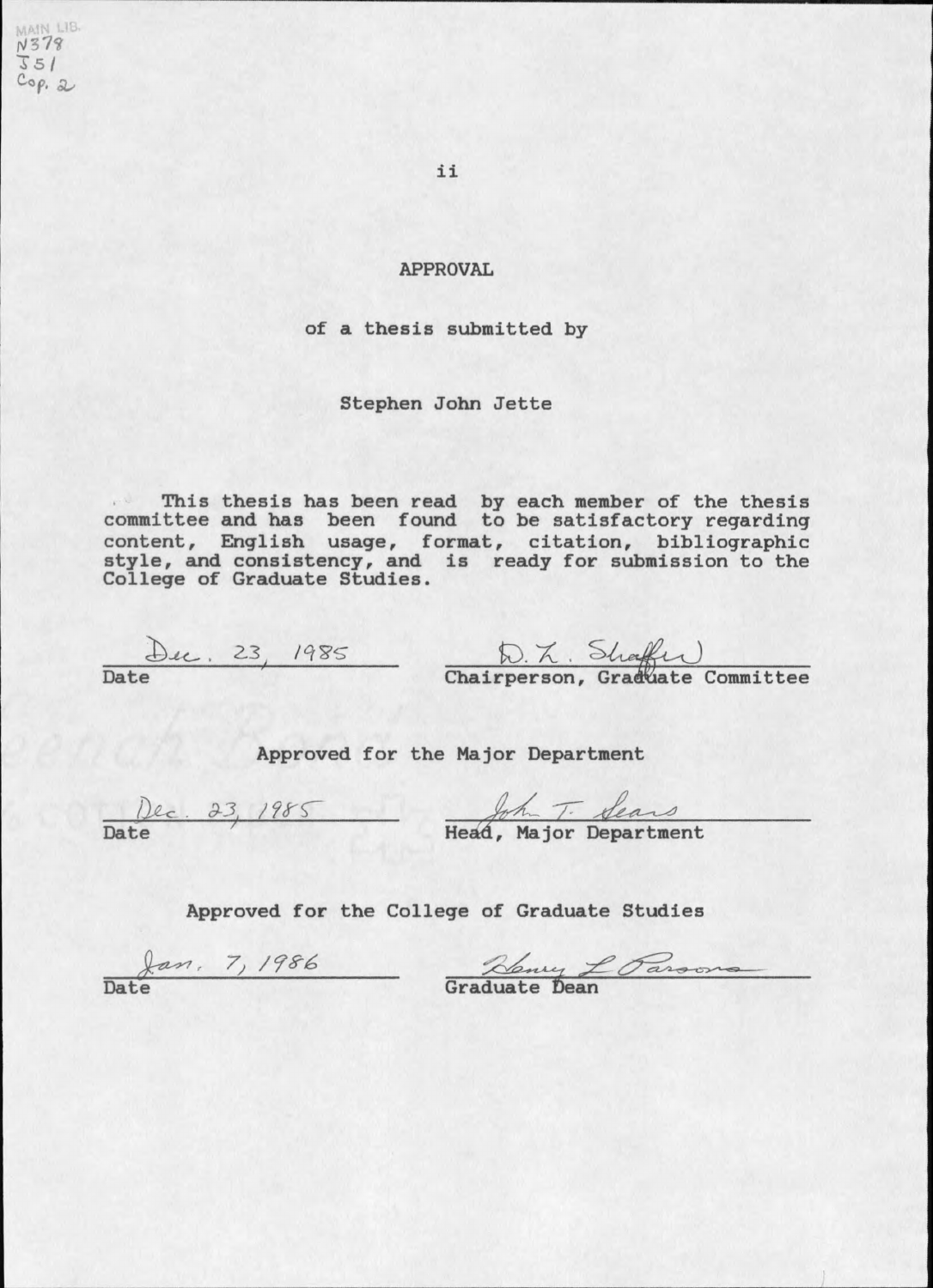MAIN LIB.
N378
J51
Cop. 2

# APPROVAL

of a thesis submitted by

Stephen John Jette

This thesis has been read by each member of the thesis committee and has been found to be satisfactory regarding content, English usage, format, citation, bibliographic style, and consistency, and is ready for submission to the College of Graduate Studies.

Dec. 23, 1985 — D. L. Shaffer
Date — Chairperson, Graduate Committee

Approved for the Major Department

Dec. 23, 1985 — John T. Sears
Date — Head, Major Department

Approved for the College of Graduate Studies

Jan. 7, 1986 — Henry L. Parsons
Date — Graduate Dean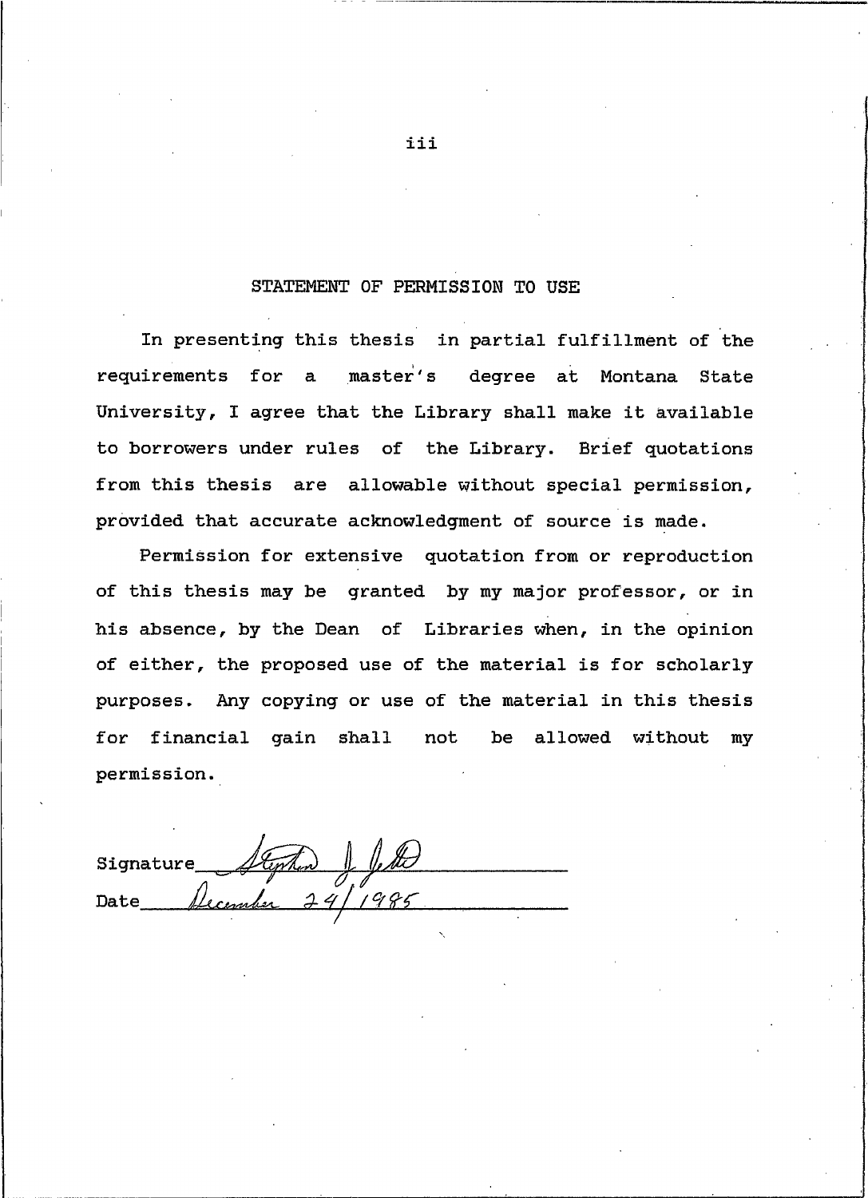## STATEMENT OF PERMISSION TO USE

In presenting this thesis in partial fulfillment of the requirements for a master's degree at Montana State University, I agree that the Library shall make it available to borrowers under rules of the Library. Brief quotations from this thesis are allowable without special permission, provided that accurate acknowledgment of source is made.

Permission for extensive quotation from or reproduction of this thesis may be granted by my major professor, or in his absence, by the Dean of Libraries when, in the opinion of either, the proposed use of the material is for scholarly purposes. Any copying or use of the material in this thesis for financial gain shall not be allowed without my permission.

Signature *Stephen J. Jett*

Date *December 24/1985*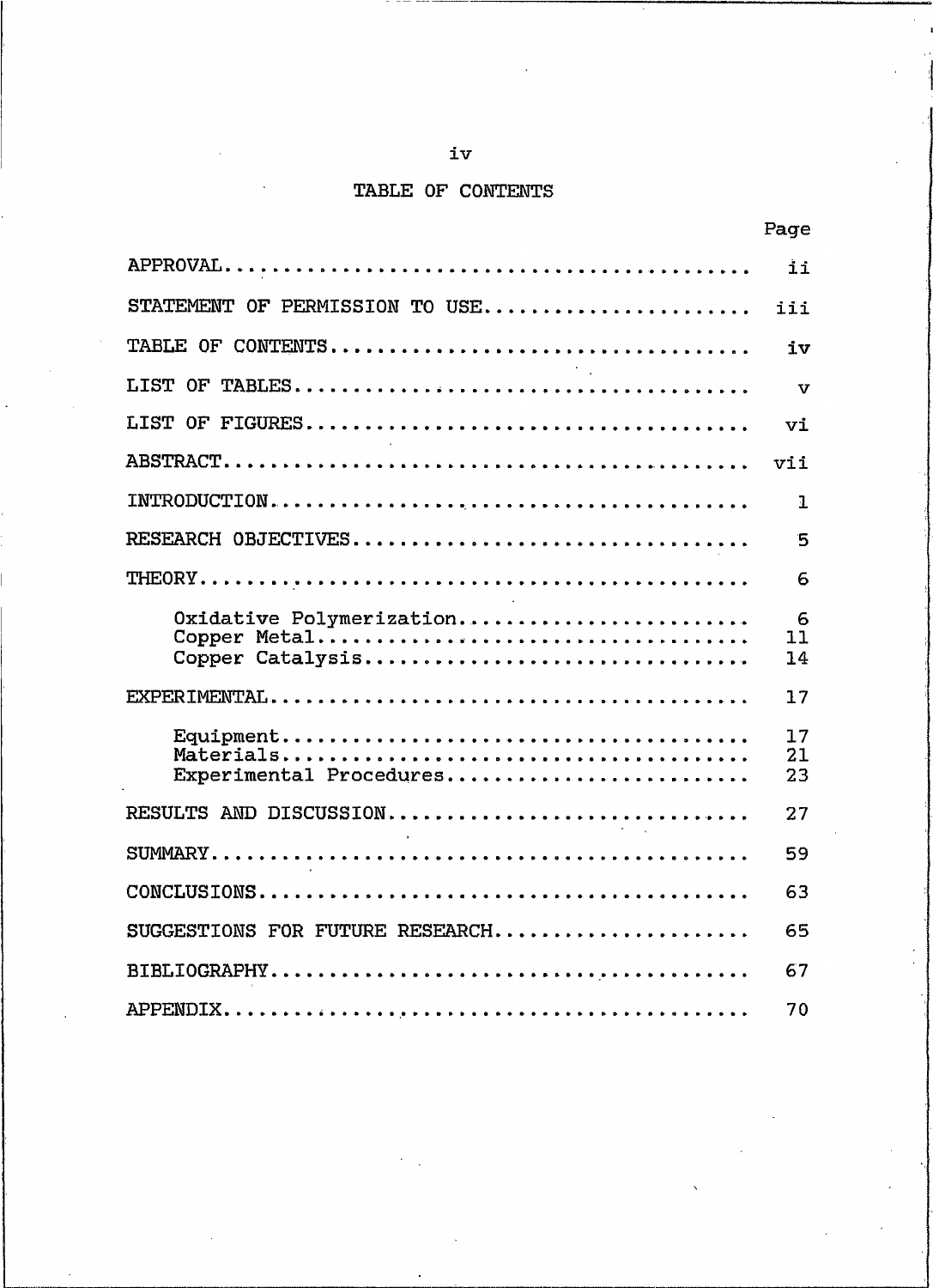# TABLE OF CONTENTS

| | Page |
|---|---|
| APPROVAL | ii |
| STATEMENT OF PERMISSION TO USE | iii |
| TABLE OF CONTENTS | iv |
| LIST OF TABLES | v |
| LIST OF FIGURES | vi |
| ABSTRACT | vii |
| INTRODUCTION | 1 |
| RESEARCH OBJECTIVES | 5 |
| THEORY | 6 |
| Oxidative Polymerization | 6 |
| Copper Metal | 11 |
| Copper Catalysis | 14 |
| EXPERIMENTAL | 17 |
| Equipment | 17 |
| Materials | 21 |
| Experimental Procedures | 23 |
| RESULTS AND DISCUSSION | 27 |
| SUMMARY | 59 |
| CONCLUSIONS | 63 |
| SUGGESTIONS FOR FUTURE RESEARCH | 65 |
| BIBLIOGRAPHY | 67 |
| APPENDIX | 70 |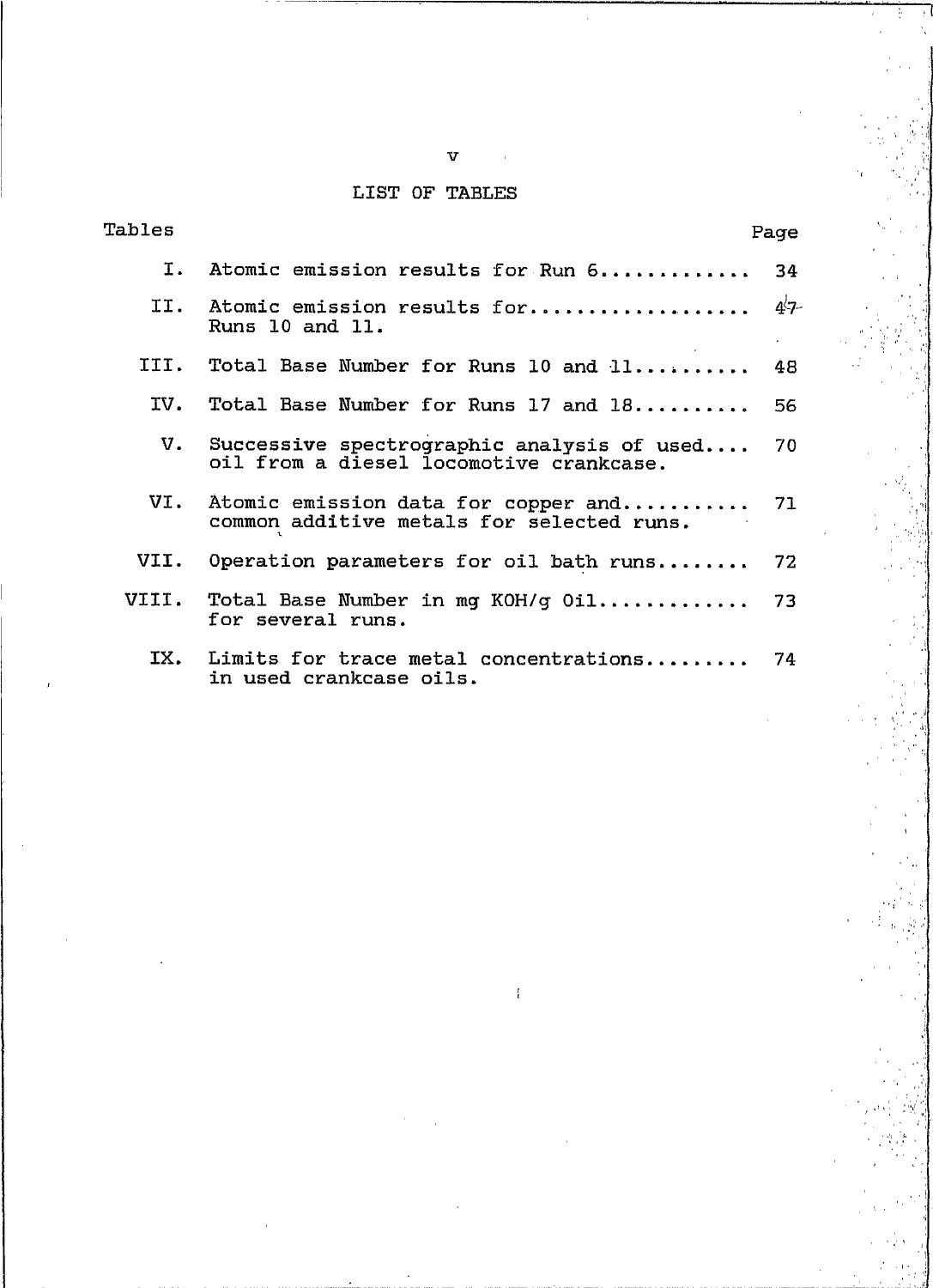# LIST OF TABLES

| Tables | | Page |
|---|---|---|
| I. | Atomic emission results for Run 6............ | 34 |
| II. | Atomic emission results for.................. Runs 10 and 11. | 47 |
| III. | Total Base Number for Runs 10 and 11......... | 48 |
| IV. | Total Base Number for Runs 17 and 18.......... | 56 |
| V. | Successive spectrographic analysis of used.... oil from a diesel locomotive crankcase. | 70 |
| VI. | Atomic emission data for copper and.......... common additive metals for selected runs. | 71 |
| VII. | Operation parameters for oil bath runs........ | 72 |
| VIII. | Total Base Number in mg KOH/g Oil............ for several runs. | 73 |
| IX. | Limits for trace metal concentrations......... in used crankcase oils. | 74 |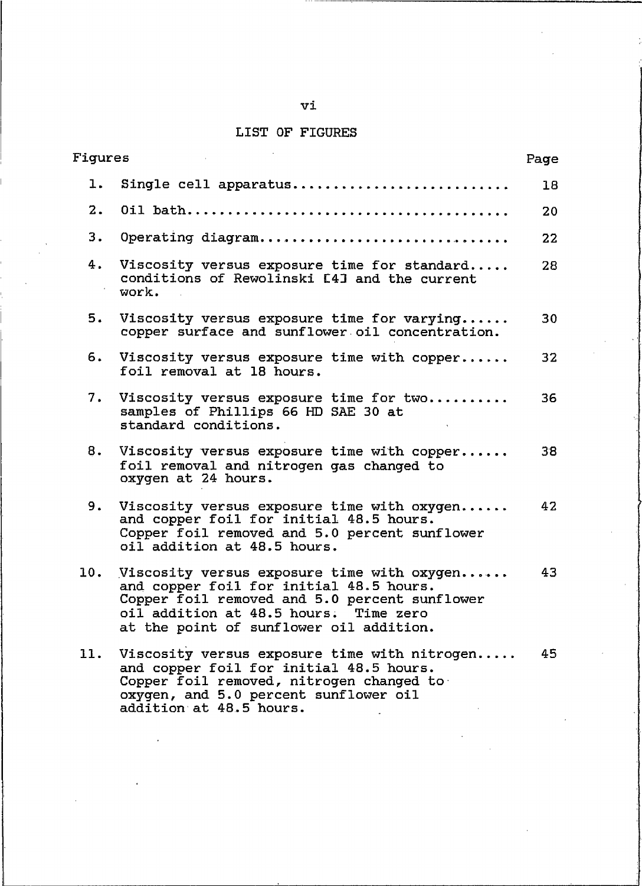# LIST OF FIGURES

| Figures | | Page |
|---|---|---|
| 1. | Single cell apparatus.......................... | 18 |
| 2. | Oil bath....................................... | 20 |
| 3. | Operating diagram.............................. | 22 |
| 4. | Viscosity versus exposure time for standard..... conditions of Rewolinski [4] and the current work. | 28 |
| 5. | Viscosity versus exposure time for varying...... copper surface and sunflower oil concentration. | 30 |
| 6. | Viscosity versus exposure time with copper...... foil removal at 18 hours. | 32 |
| 7. | Viscosity versus exposure time for two.......... samples of Phillips 66 HD SAE 30 at standard conditions. | 36 |
| 8. | Viscosity versus exposure time with copper...... foil removal and nitrogen gas changed to oxygen at 24 hours. | 38 |
| 9. | Viscosity versus exposure time with oxygen...... and copper foil for initial 48.5 hours. Copper foil removed and 5.0 percent sunflower oil addition at 48.5 hours. | 42 |
| 10. | Viscosity versus exposure time with oxygen...... and copper foil for initial 48.5 hours. Copper foil removed and 5.0 percent sunflower oil addition at 48.5 hours. Time zero at the point of sunflower oil addition. | 43 |
| 11. | Viscosity versus exposure time with nitrogen..... and copper foil for initial 48.5 hours. Copper foil removed, nitrogen changed to oxygen, and 5.0 percent sunflower oil addition at 48.5 hours. | 45 |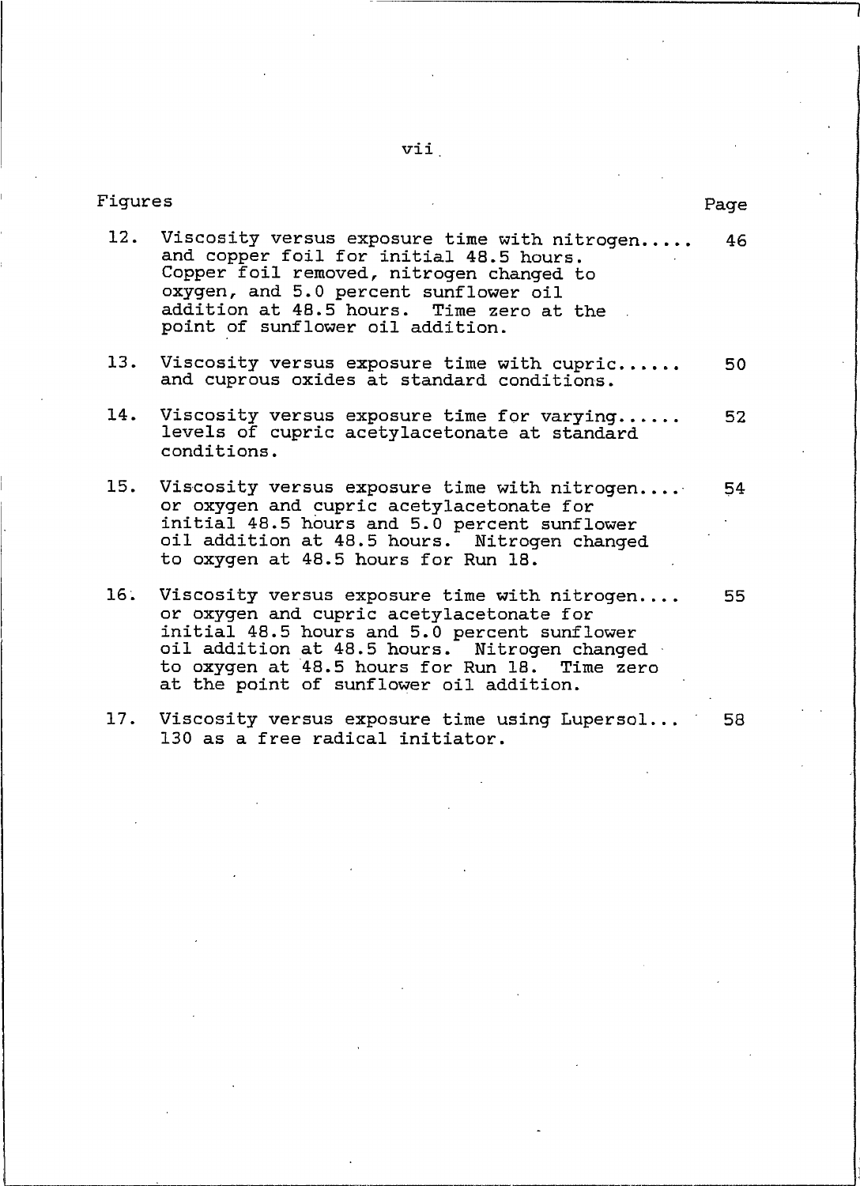| Figures | | Page |
|---|---|---|
| 12. | Viscosity versus exposure time with nitrogen..... and copper foil for initial 48.5 hours. Copper foil removed, nitrogen changed to oxygen, and 5.0 percent sunflower oil addition at 48.5 hours. Time zero at the point of sunflower oil addition. | 46 |
| 13. | Viscosity versus exposure time with cupric...... and cuprous oxides at standard conditions. | 50 |
| 14. | Viscosity versus exposure time for varying...... levels of cupric acetylacetonate at standard conditions. | 52 |
| 15. | Viscosity versus exposure time with nitrogen.... or oxygen and cupric acetylacetonate for initial 48.5 hours and 5.0 percent sunflower oil addition at 48.5 hours. Nitrogen changed to oxygen at 48.5 hours for Run 18. | 54 |
| 16. | Viscosity versus exposure time with nitrogen.... or oxygen and cupric acetylacetonate for initial 48.5 hours and 5.0 percent sunflower oil addition at 48.5 hours. Nitrogen changed to oxygen at 48.5 hours for Run 18. Time zero at the point of sunflower oil addition. | 55 |
| 17. | Viscosity versus exposure time using Lupersol... 130 as a free radical initiator. | 58 |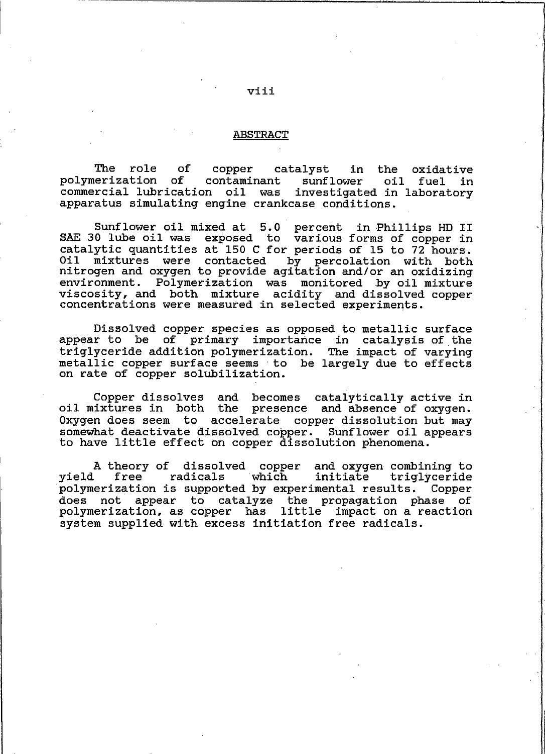## ABSTRACT

The role of copper catalyst in the oxidative polymerization of contaminant sunflower oil fuel in commercial lubrication oil was investigated in laboratory apparatus simulating engine crankcase conditions.

Sunflower oil mixed at 5.0 percent in Phillips HD II SAE 30 lube oil was exposed to various forms of copper in catalytic quantities at 150 C for periods of 15 to 72 hours. Oil mixtures were contacted by percolation with both nitrogen and oxygen to provide agitation and/or an oxidizing environment. Polymerization was monitored by oil mixture viscosity, and both mixture acidity and dissolved copper concentrations were measured in selected experiments.

Dissolved copper species as opposed to metallic surface appear to be of primary importance in catalysis of the triglyceride addition polymerization. The impact of varying metallic copper surface seems to be largely due to effects on rate of copper solubilization.

Copper dissolves and becomes catalytically active in oil mixtures in both the presence and absence of oxygen. Oxygen does seem to accelerate copper dissolution but may somewhat deactivate dissolved copper. Sunflower oil appears to have little effect on copper dissolution phenomena.

A theory of dissolved copper and oxygen combining to yield free radicals which initiate triglyceride polymerization is supported by experimental results. Copper does not appear to catalyze the propagation phase of polymerization, as copper has little impact on a reaction system supplied with excess initiation free radicals.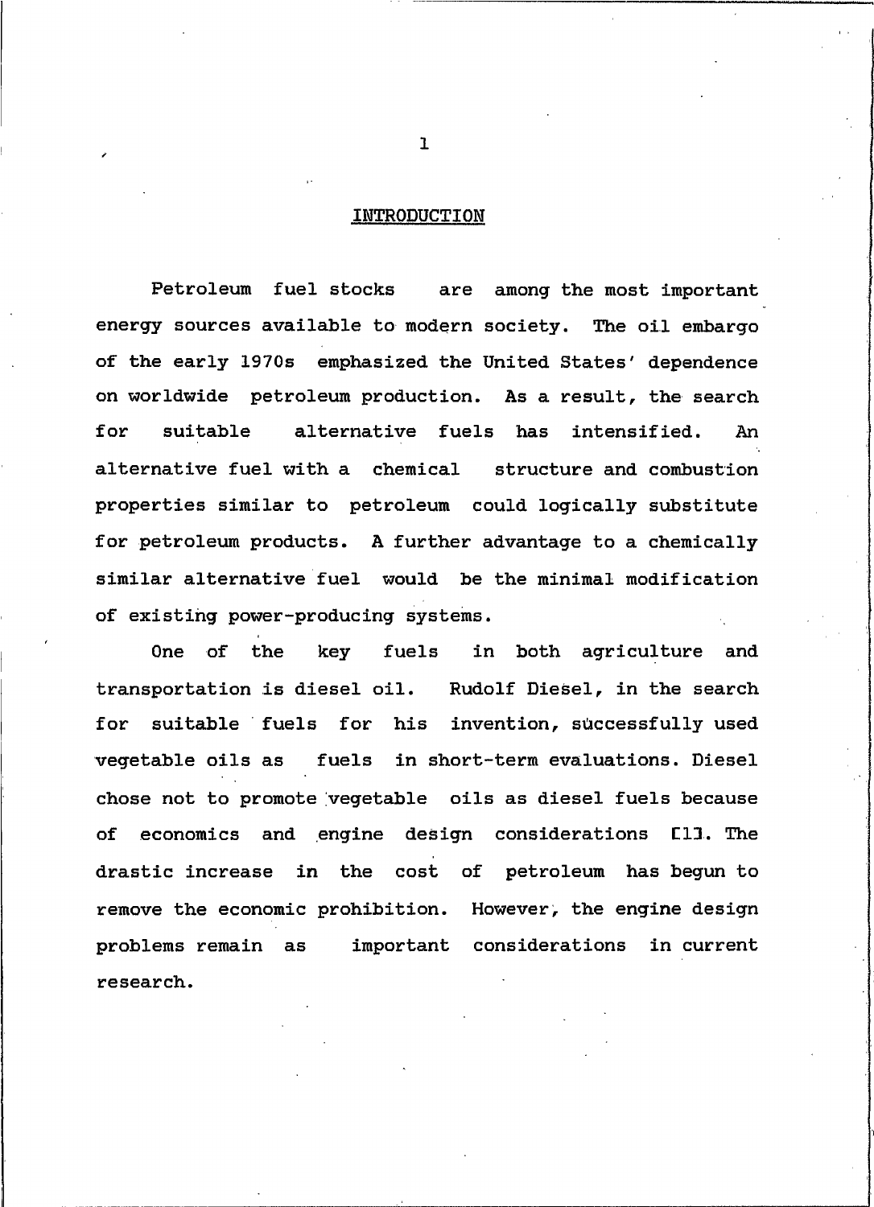# INTRODUCTION

Petroleum fuel stocks are among the most important energy sources available to modern society. The oil embargo of the early 1970s emphasized the United States' dependence on worldwide petroleum production. As a result, the search for suitable alternative fuels has intensified. An alternative fuel with a chemical structure and combustion properties similar to petroleum could logically substitute for petroleum products. A further advantage to a chemically similar alternative fuel would be the minimal modification of existing power-producing systems.

One of the key fuels in both agriculture and transportation is diesel oil. Rudolf Diesel, in the search for suitable fuels for his invention, successfully used vegetable oils as fuels in short-term evaluations. Diesel chose not to promote vegetable oils as diesel fuels because of economics and engine design considerations [1]. The drastic increase in the cost of petroleum has begun to remove the economic prohibition. However, the engine design problems remain as important considerations in current research.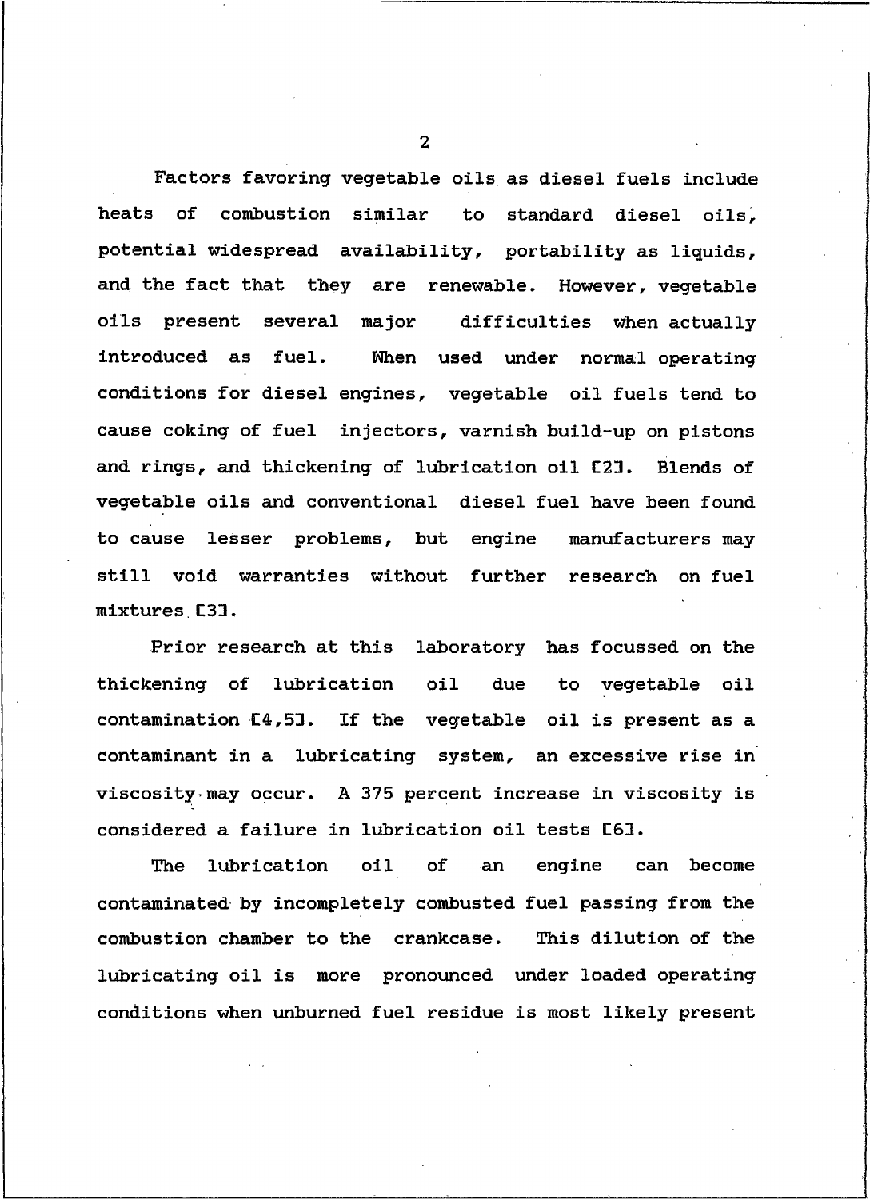Factors favoring vegetable oils as diesel fuels include heats of combustion similar to standard diesel oils, potential widespread availability, portability as liquids, and the fact that they are renewable. However, vegetable oils present several major difficulties when actually introduced as fuel. When used under normal operating conditions for diesel engines, vegetable oil fuels tend to cause coking of fuel injectors, varnish build-up on pistons and rings, and thickening of lubrication oil [2]. Blends of vegetable oils and conventional diesel fuel have been found to cause lesser problems, but engine manufacturers may still void warranties without further research on fuel mixtures [3].

Prior research at this laboratory has focussed on the thickening of lubrication oil due to vegetable oil contamination [4,5]. If the vegetable oil is present as a contaminant in a lubricating system, an excessive rise in viscosity may occur. A 375 percent increase in viscosity is considered a failure in lubrication oil tests [6].

The lubrication oil of an engine can become contaminated by incompletely combusted fuel passing from the combustion chamber to the crankcase. This dilution of the lubricating oil is more pronounced under loaded operating conditions when unburned fuel residue is most likely present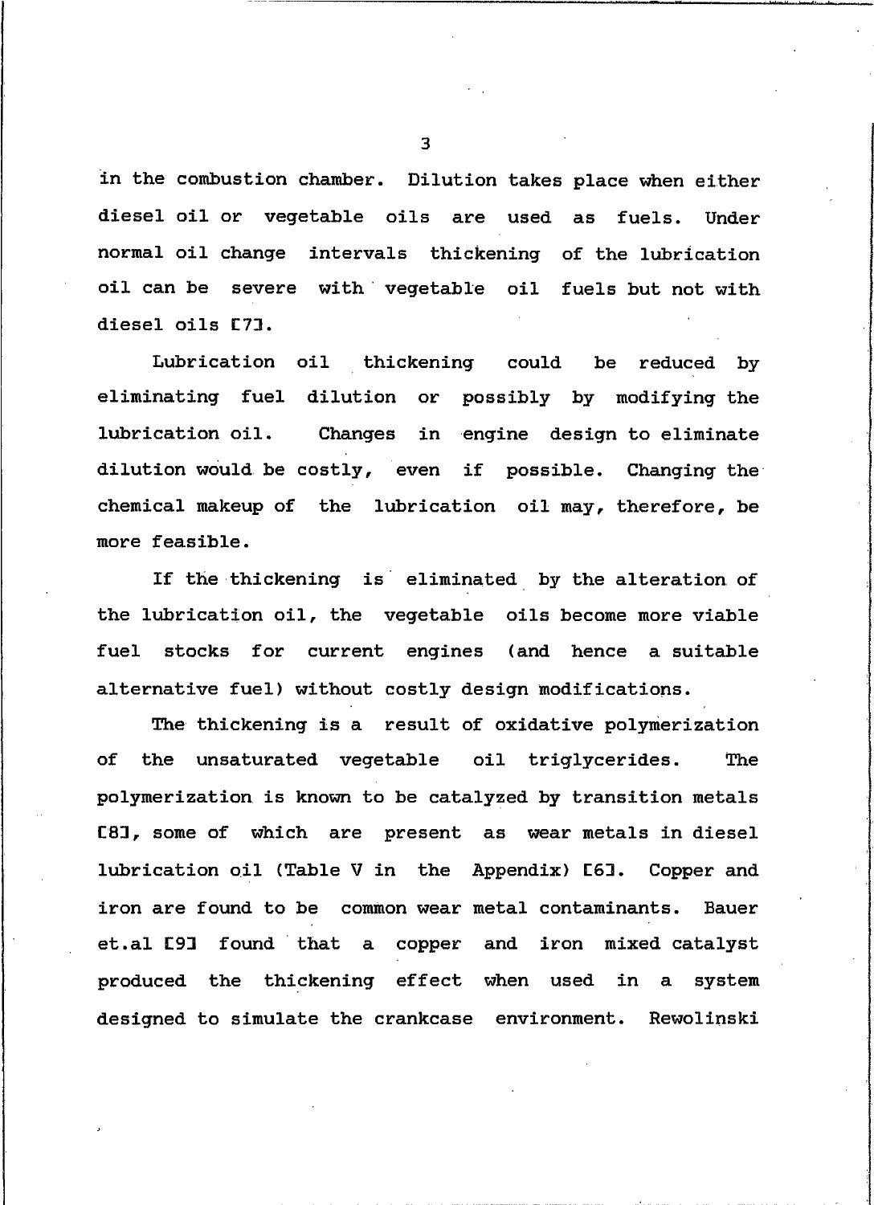in the combustion chamber. Dilution takes place when either diesel oil or vegetable oils are used as fuels. Under normal oil change intervals thickening of the lubrication oil can be severe with vegetable oil fuels but not with diesel oils [7].

Lubrication oil thickening could be reduced by eliminating fuel dilution or possibly by modifying the lubrication oil. Changes in engine design to eliminate dilution would be costly, even if possible. Changing the chemical makeup of the lubrication oil may, therefore, be more feasible.

If the thickening is eliminated by the alteration of the lubrication oil, the vegetable oils become more viable fuel stocks for current engines (and hence a suitable alternative fuel) without costly design modifications.

The thickening is a result of oxidative polymerization of the unsaturated vegetable oil triglycerides. The polymerization is known to be catalyzed by transition metals [8], some of which are present as wear metals in diesel lubrication oil (Table V in the Appendix) [6]. Copper and iron are found to be common wear metal contaminants. Bauer et.al [9] found that a copper and iron mixed catalyst produced the thickening effect when used in a system designed to simulate the crankcase environment. Rewolinski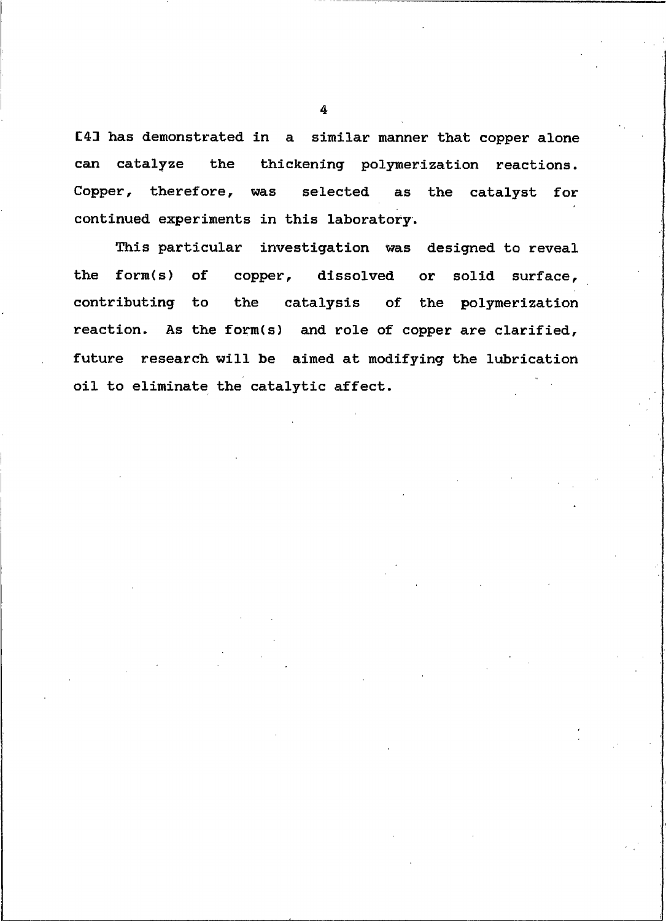[4] has demonstrated in a similar manner that copper alone can catalyze the thickening polymerization reactions. Copper, therefore, was selected as the catalyst for continued experiments in this laboratory.

This particular investigation was designed to reveal the form(s) of copper, dissolved or solid surface, contributing to the catalysis of the polymerization reaction. As the form(s) and role of copper are clarified, future research will be aimed at modifying the lubrication oil to eliminate the catalytic affect.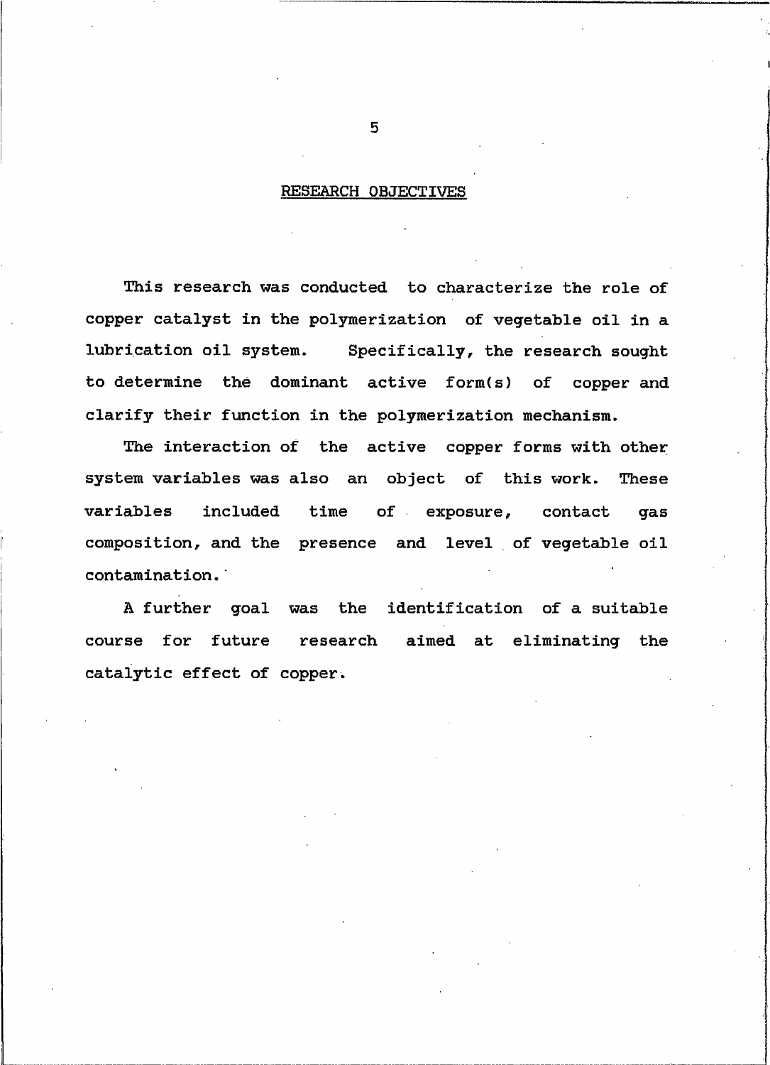## RESEARCH OBJECTIVES

This research was conducted to characterize the role of copper catalyst in the polymerization of vegetable oil in a lubrication oil system. Specifically, the research sought to determine the dominant active form(s) of copper and clarify their function in the polymerization mechanism.

The interaction of the active copper forms with other system variables was also an object of this work. These variables included time of exposure, contact gas composition, and the presence and level of vegetable oil contamination.

A further goal was the identification of a suitable course for future research aimed at eliminating the catalytic effect of copper.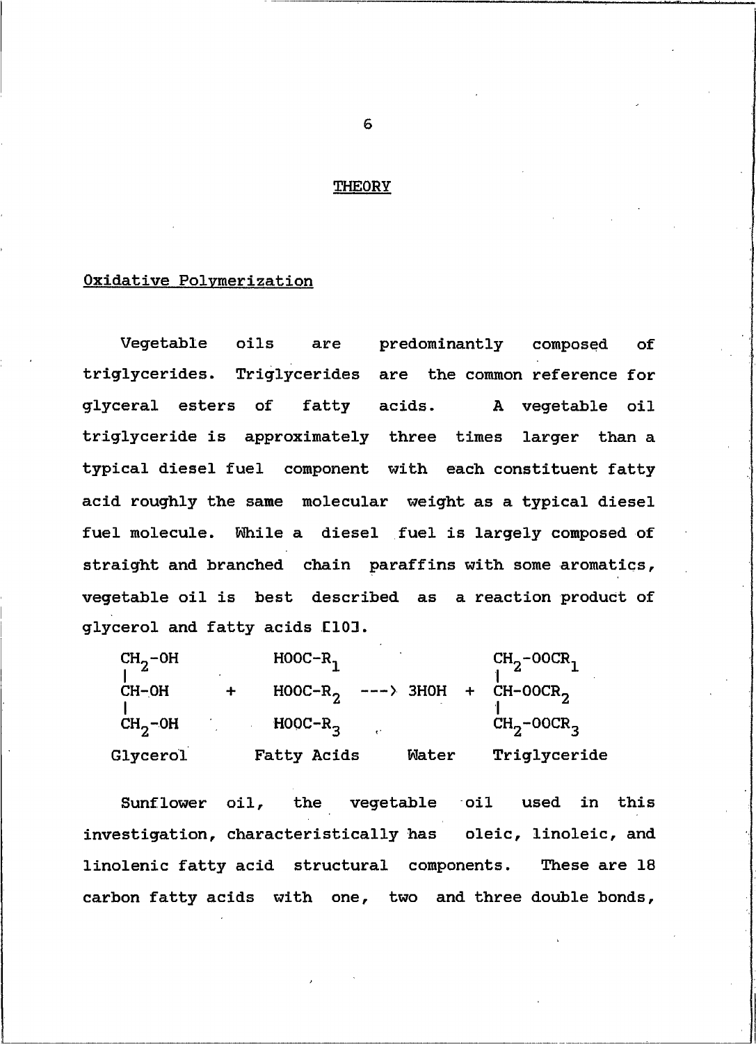## THEORY

### Oxidative Polymerization

Vegetable oils are predominantly composed of triglycerides. Triglycerides are the common reference for glyceral esters of fatty acids. A vegetable oil triglyceride is approximately three times larger than a typical diesel fuel component with each constituent fatty acid roughly the same molecular weight as a typical diesel fuel molecule. While a diesel fuel is largely composed of straight and branched chain paraffins with some aromatics, vegetable oil is best described as a reaction product of glycerol and fatty acids [10].

$$
\begin{array}{ccccccc}
CH_2\text{-}OH & & HOOC\text{-}R_1 & & & & CH_2\text{-}OOCR_1 \\
| & & & & & & | \\
CH\text{-}OH & + & HOOC\text{-}R_2 & \longrightarrow & 3HOH & + & CH\text{-}OOCR_2 \\
| & & & & & & | \\
CH_2\text{-}OH & & HOOC\text{-}R_3 & & & & CH_2\text{-}OOCR_3 \\
\text{Glycerol} & & \text{Fatty Acids} & & \text{Water} & & \text{Triglyceride}
\end{array}
$$

Sunflower oil, the vegetable oil used in this investigation, characteristically has oleic, linoleic, and linolenic fatty acid structural components. These are 18 carbon fatty acids with one, two and three double bonds,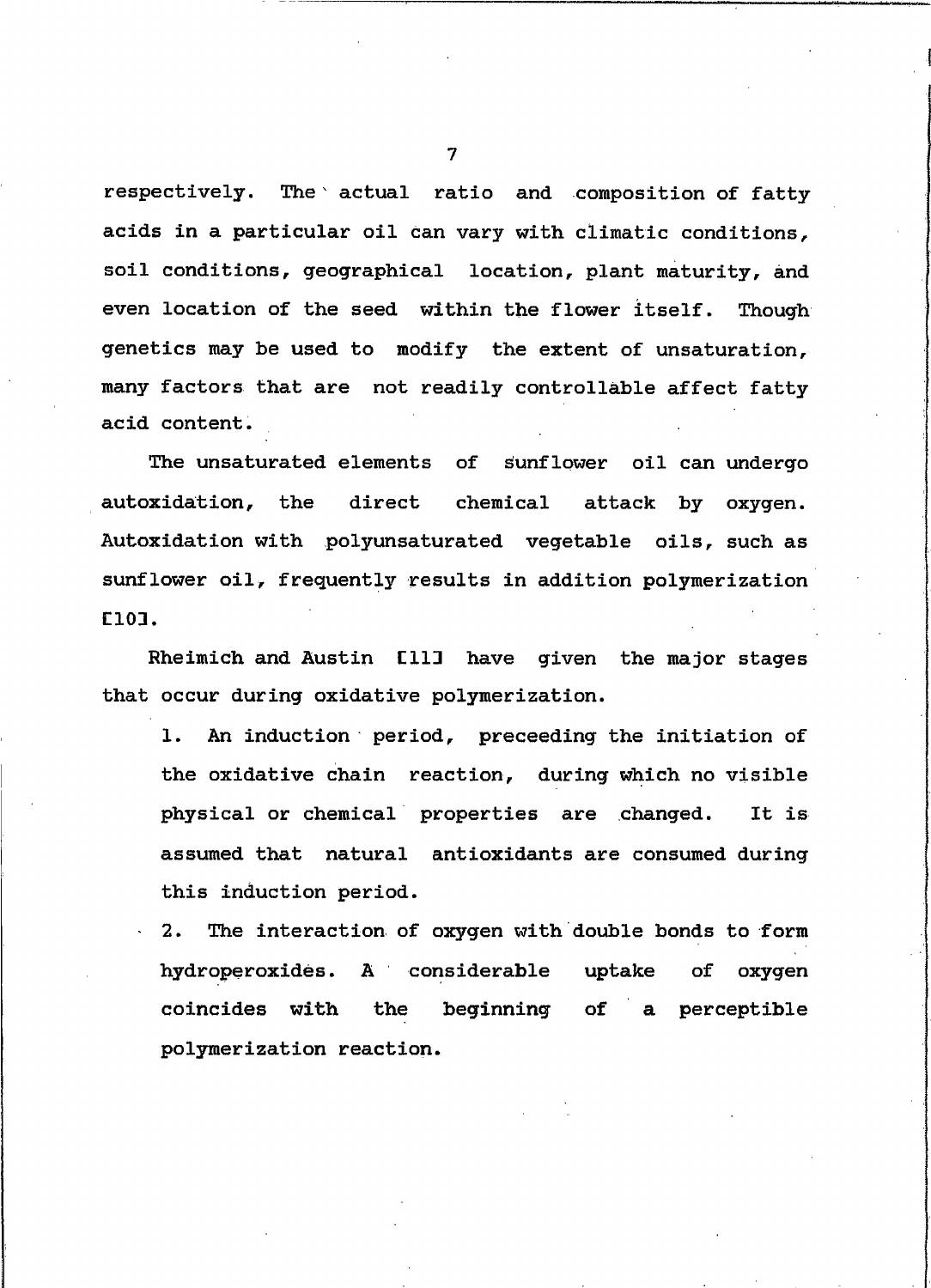respectively. The actual ratio and composition of fatty acids in a particular oil can vary with climatic conditions, soil conditions, geographical location, plant maturity, and even location of the seed within the flower itself. Though genetics may be used to modify the extent of unsaturation, many factors that are not readily controllable affect fatty acid content.

The unsaturated elements of sunflower oil can undergo autoxidation, the direct chemical attack by oxygen. Autoxidation with polyunsaturated vegetable oils, such as sunflower oil, frequently results in addition polymerization [10].

Rheimich and Austin [11] have given the major stages that occur during oxidative polymerization.

1. An induction period, preceeding the initiation of the oxidative chain reaction, during which no visible physical or chemical properties are changed. It is assumed that natural antioxidants are consumed during this induction period.
2. The interaction of oxygen with double bonds to form hydroperoxides. A considerable uptake of oxygen coincides with the beginning of a perceptible polymerization reaction.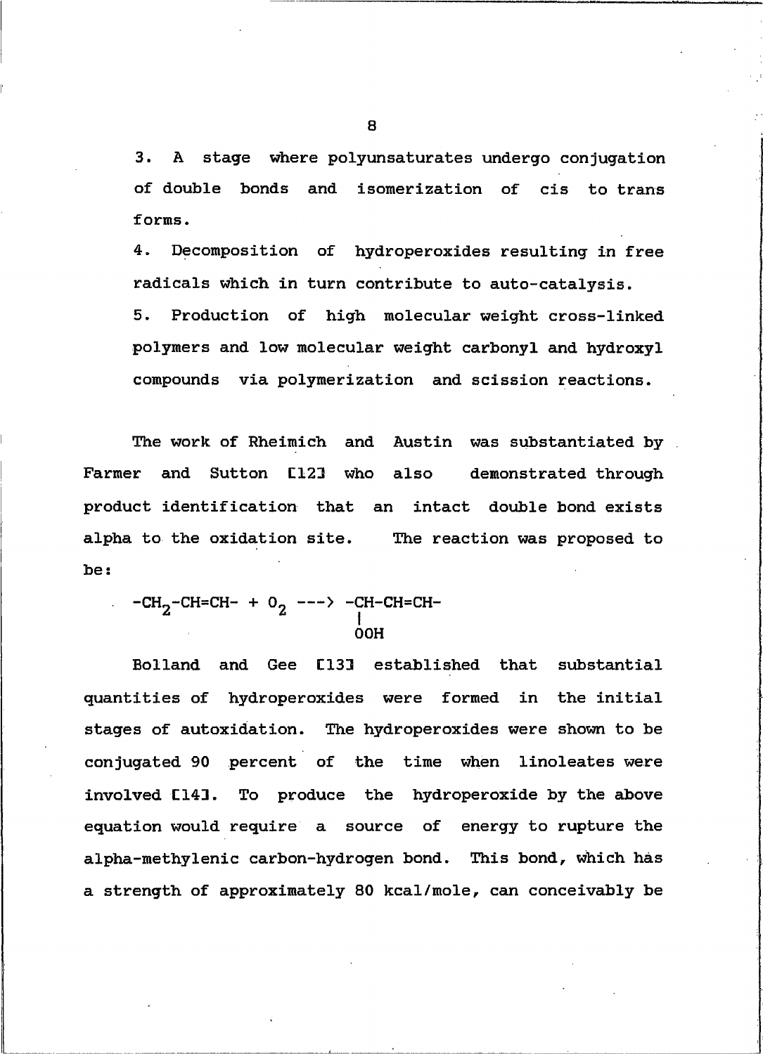3. A stage where polyunsaturates undergo conjugation of double bonds and isomerization of cis to trans forms.

4. Decomposition of hydroperoxides resulting in free radicals which in turn contribute to auto-catalysis.

5. Production of high molecular weight cross-linked polymers and low molecular weight carbonyl and hydroxyl compounds via polymerization and scission reactions.

The work of Rheimich and Austin was substantiated by Farmer and Sutton [12] who also demonstrated through product identification that an intact double bond exists alpha to the oxidation site. The reaction was proposed to be:

$$-CH_2-CH=CH- + O_2 \longrightarrow -\underset{\underset{OOH}{|}}{CH}-CH=CH-$$

Bolland and Gee [13] established that substantial quantities of hydroperoxides were formed in the initial stages of autoxidation. The hydroperoxides were shown to be conjugated 90 percent of the time when linoleates were involved [14]. To produce the hydroperoxide by the above equation would require a source of energy to rupture the alpha-methylenic carbon-hydrogen bond. This bond, which has a strength of approximately 80 kcal/mole, can conceivably be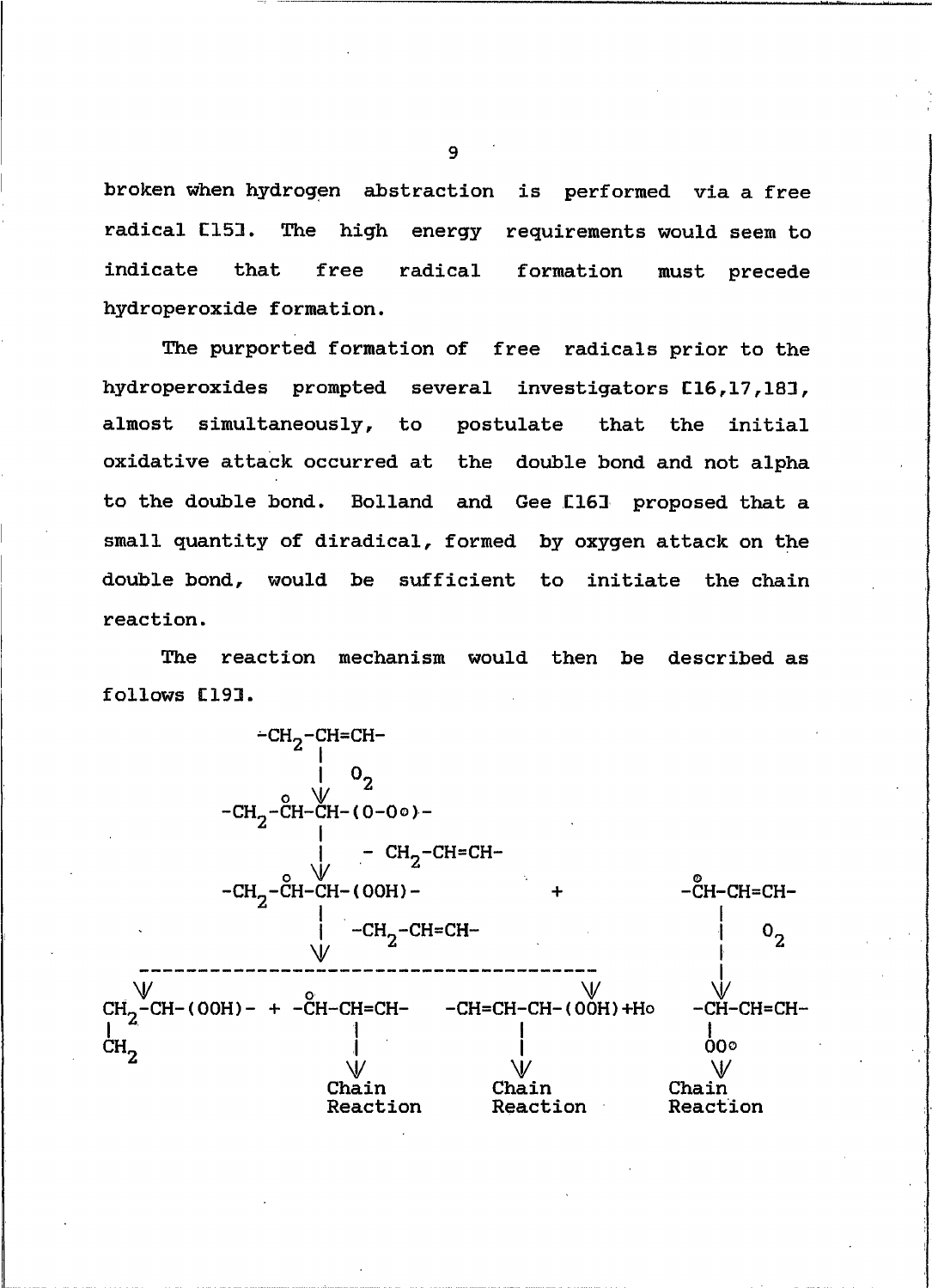broken when hydrogen abstraction is performed via a free radical [15]. The high energy requirements would seem to indicate that free radical formation must precede hydroperoxide formation.

The purported formation of free radicals prior to the hydroperoxides prompted several investigators [16,17,18], almost simultaneously, to postulate that the initial oxidative attack occurred at the double bond and not alpha to the double bond. Bolland and Gee [16] proposed that a small quantity of diradical, formed by oxygen attack on the double bond, would be sufficient to initiate the chain reaction.

The reaction mechanism would then be described as follows [19].

```
          -CH2-CH=CH-
               |
               |  O2
             o V
      -CH2-CH-CH-(O-Oo)-
               |
               |  - CH2-CH=CH-
             o V                                   o
      -CH2-CH-CH-(OOH)-            +              -CH-CH=CH-
               |                                     |
               |  -CH2-CH=CH-                        |  O2
               V                                     |
    --------------------------------------           |
  V                               V                  V
CH2-CH-(OOH)- + -CH-CH=CH-   -CH=CH-CH-(OOH)+Ho   -CH-CH=CH-
|               o   |                |              |
CH2                 |                |              OOo
                    V                V              V
                  Chain            Chain          Chain
                  Reaction         Reaction       Reaction
```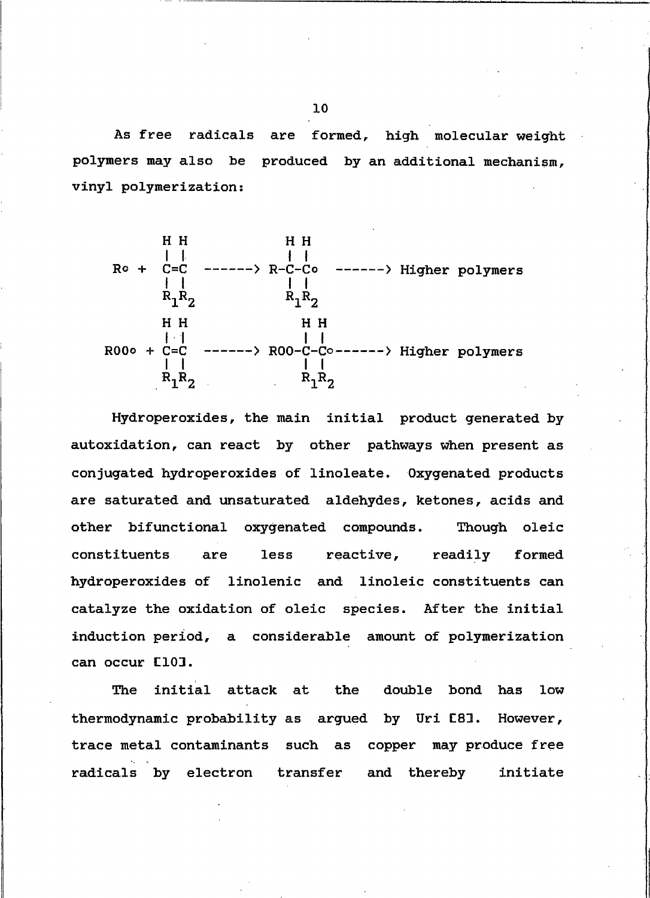As free radicals are formed, high molecular weight polymers may also be produced by an additional mechanism, vinyl polymerization:

```
      H H              H H
      | |              | |
R° +  C=C  ------> R-C-C°  ------> Higher polymers
      | |              | |
      R1R2             R1R2

        H H               H H
        | |               | |
ROO° +  C=C  ------> ROO-C-C°------> Higher polymers
        | |               | |
        R1R2              R1R2
```

Hydroperoxides, the main initial product generated by autoxidation, can react by other pathways when present as conjugated hydroperoxides of linoleate. Oxygenated products are saturated and unsaturated aldehydes, ketones, acids and other bifunctional oxygenated compounds. Though oleic constituents are less reactive, readily formed hydroperoxides of linolenic and linoleic constituents can catalyze the oxidation of oleic species. After the initial induction period, a considerable amount of polymerization can occur [10].

The initial attack at the double bond has low thermodynamic probability as argued by Uri [8]. However, trace metal contaminants such as copper may produce free radicals by electron transfer and thereby initiate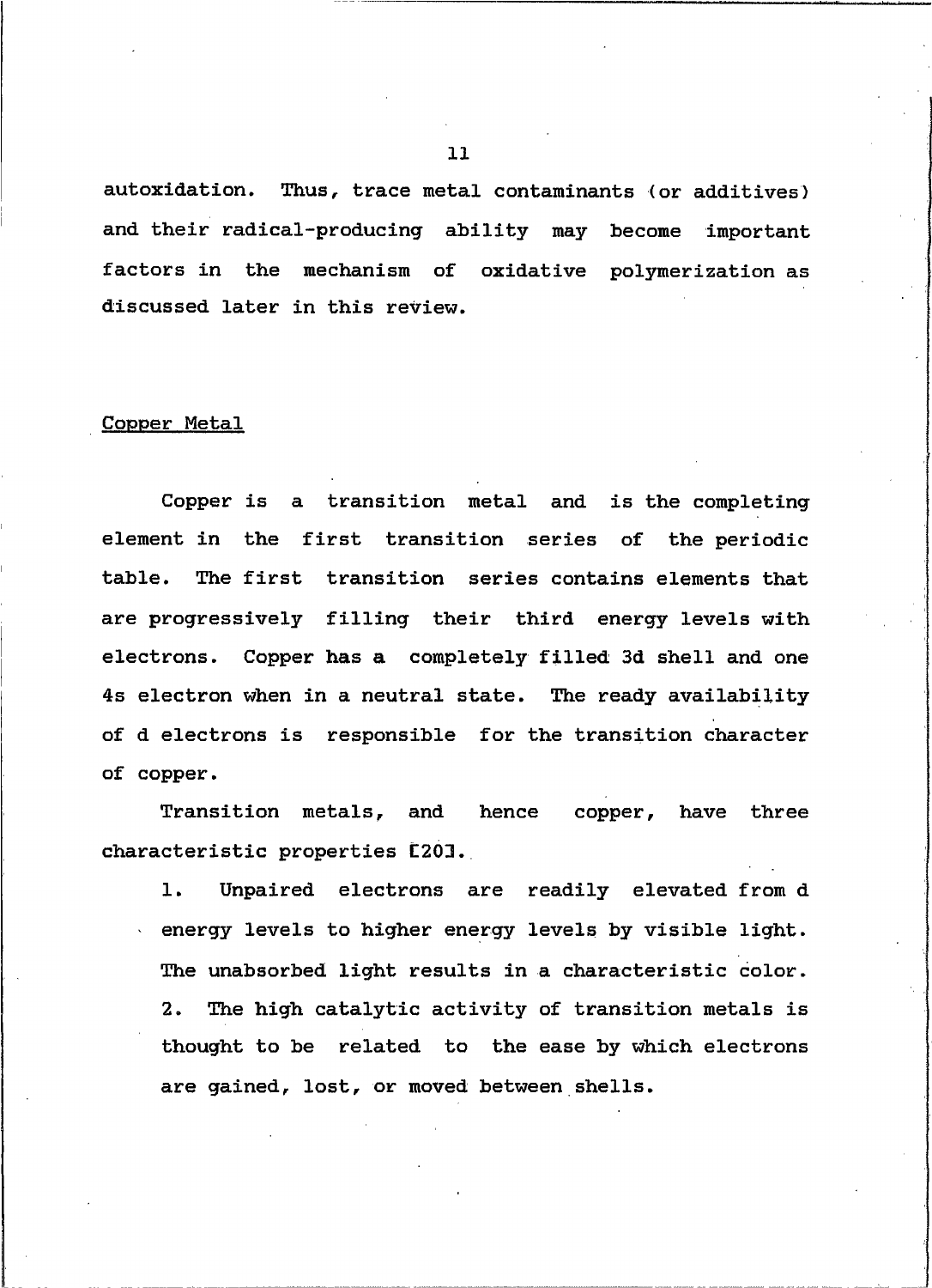autoxidation. Thus, trace metal contaminants (or additives) and their radical-producing ability may become important factors in the mechanism of oxidative polymerization as discussed later in this review.

## Copper Metal

Copper is a transition metal and is the completing element in the first transition series of the periodic table. The first transition series contains elements that are progressively filling their third energy levels with electrons. Copper has a completely filled 3d shell and one 4s electron when in a neutral state. The ready availability of d electrons is responsible for the transition character of copper.

Transition metals, and hence copper, have three characteristic properties [20].

1. Unpaired electrons are readily elevated from d energy levels to higher energy levels by visible light. The unabsorbed light results in a characteristic color.
2. The high catalytic activity of transition metals is thought to be related to the ease by which electrons are gained, lost, or moved between shells.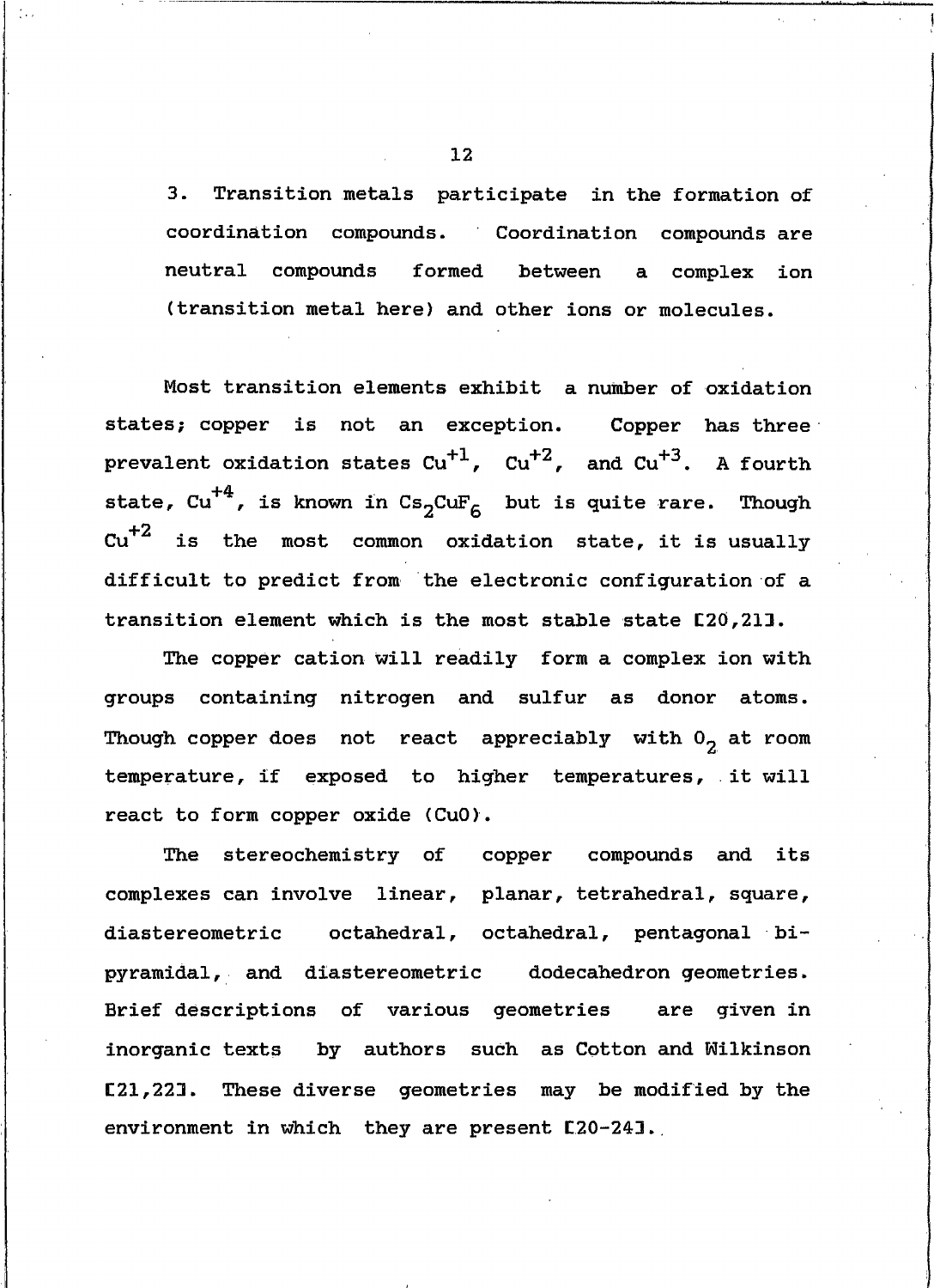3. Transition metals participate in the formation of coordination compounds. Coordination compounds are neutral compounds formed between a complex ion (transition metal here) and other ions or molecules.

Most transition elements exhibit a number of oxidation states; copper is not an exception. Copper has three prevalent oxidation states $Cu^{+1}$, $Cu^{+2}$, and $Cu^{+3}$. A fourth state, $Cu^{+4}$, is known in $Cs_2CuF_6$ but is quite rare. Though $Cu^{+2}$ is the most common oxidation state, it is usually difficult to predict from the electronic configuration of a transition element which is the most stable state [20,21].

The copper cation will readily form a complex ion with groups containing nitrogen and sulfur as donor atoms. Though copper does not react appreciably with $O_2$ at room temperature, if exposed to higher temperatures, it will react to form copper oxide (CuO).

The stereochemistry of copper compounds and its complexes can involve linear, planar, tetrahedral, square, diastereometric octahedral, octahedral, pentagonal bi-pyramidal, and diastereometric dodecahedron geometries. Brief descriptions of various geometries are given in inorganic texts by authors such as Cotton and Wilkinson [21,22]. These diverse geometries may be modified by the environment in which they are present [20-24].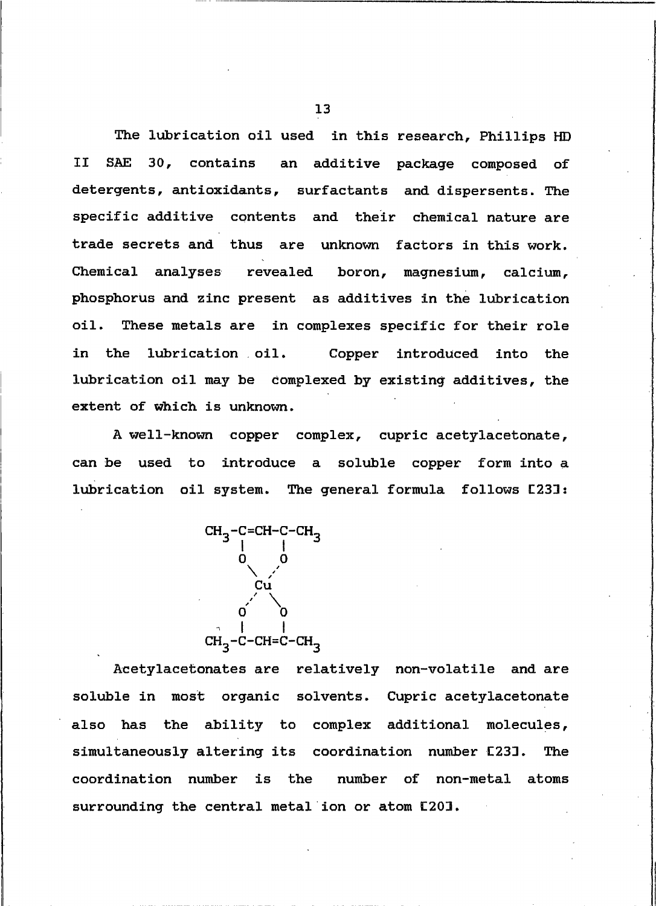The lubrication oil used in this research, Phillips HD II SAE 30, contains an additive package composed of detergents, antioxidants, surfactants and dispersents. The specific additive contents and their chemical nature are trade secrets and thus are unknown factors in this work. Chemical analyses revealed boron, magnesium, calcium, phosphorus and zinc present as additives in the lubrication oil. These metals are in complexes specific for their role in the lubrication oil. Copper introduced into the lubrication oil may be complexed by existing additives, the extent of which is unknown.

A well-known copper complex, cupric acetylacetonate, can be used to introduce a soluble copper form into a lubrication oil system. The general formula follows [23]:

```
CH3-C=CH-C-CH3
    |     |
    O     O
     \   .
      Cu
     .  \
    O     O
    |     |
CH3-C-CH=C-CH3
```

Acetylacetonates are relatively non-volatile and are soluble in most organic solvents. Cupric acetylacetonate also has the ability to complex additional molecules, simultaneously altering its coordination number [23]. The coordination number is the number of non-metal atoms surrounding the central metal ion or atom [20].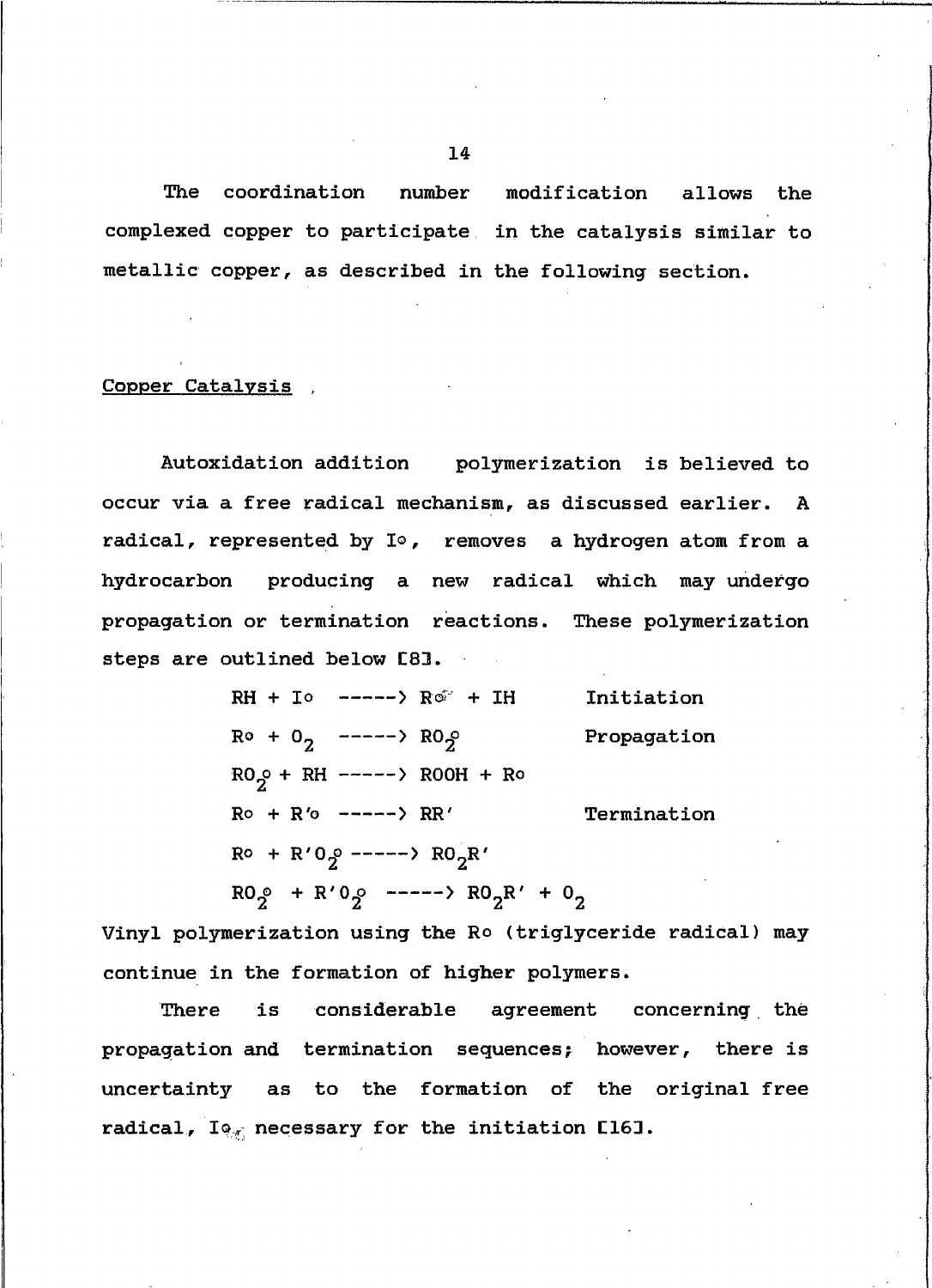The coordination number modification allows the complexed copper to participate in the catalysis similar to metallic copper, as described in the following section.

## Copper Catalysis

Autoxidation addition polymerization is believed to occur via a free radical mechanism, as discussed earlier. A radical, represented by I°, removes a hydrogen atom from a hydrocarbon producing a new radical which may undergo propagation or termination reactions. These polymerization steps are outlined below [8].

$$RH + I^{\circ} \longrightarrow R^{\circ} + IH \qquad \text{Initiation}$$

$$R^{\circ} + O_2 \longrightarrow RO_2^{\circ} \qquad \text{Propagation}$$

$$RO_2^{\circ} + RH \longrightarrow ROOH + R^{\circ}$$

$$R^{\circ} + R'^{\circ} \longrightarrow RR' \qquad \text{Termination}$$

$$R^{\circ} + R'O_2^{\circ} \longrightarrow RO_2R'$$

$$RO_2^{\circ} + R'O_2^{\circ} \longrightarrow RO_2R' + O_2$$

Vinyl polymerization using the R° (triglyceride radical) may continue in the formation of higher polymers.

There is considerable agreement concerning the propagation and termination sequences; however, there is uncertainty as to the formation of the original free radical, I°, necessary for the initiation [16].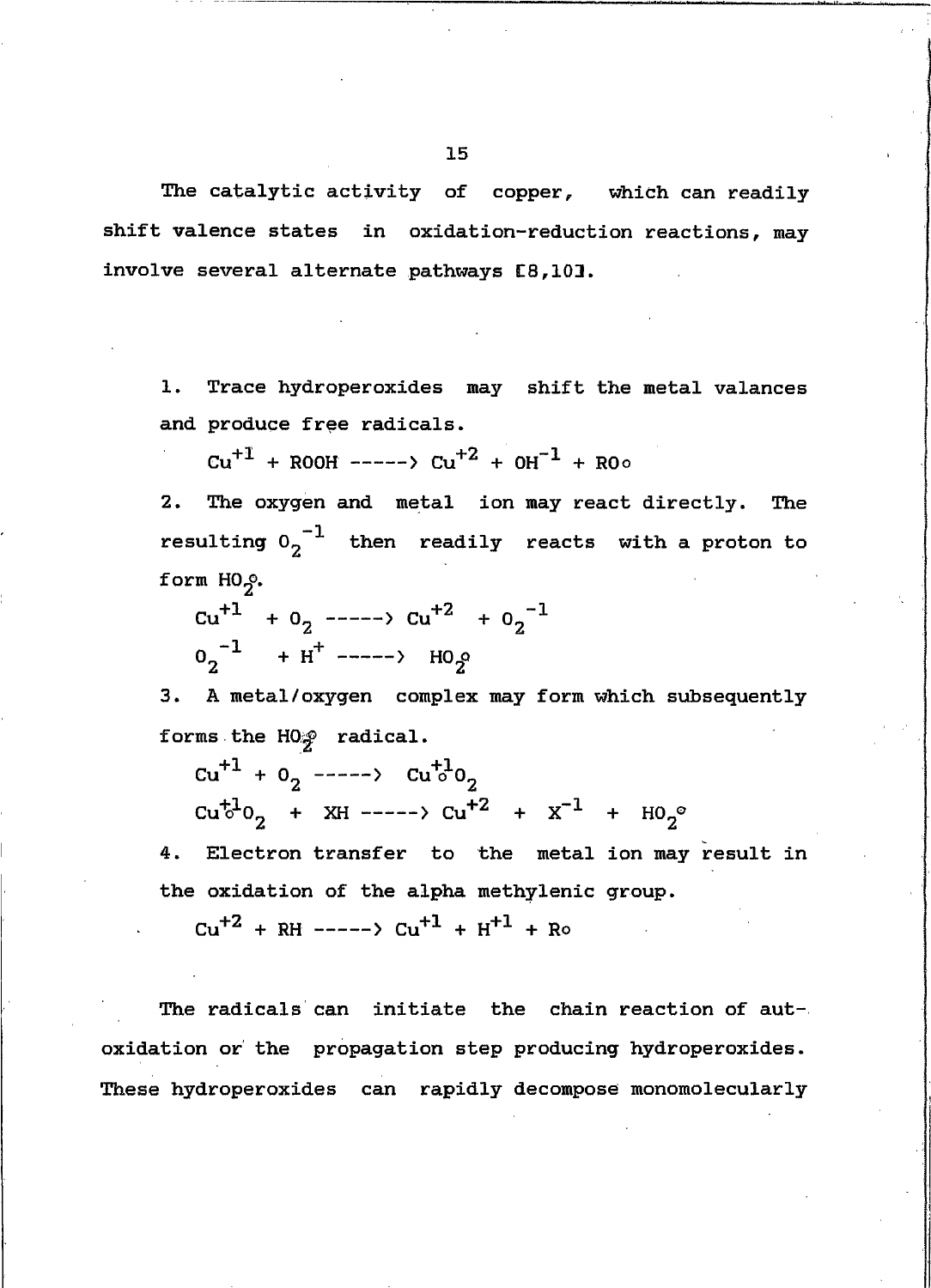The catalytic activity of copper, which can readily shift valence states in oxidation-reduction reactions, may involve several alternate pathways [8,10].

1. Trace hydroperoxides may shift the metal valances and produce free radicals.

$$Cu^{+1} + ROOH \longrightarrow Cu^{+2} + OH^{-1} + RO\circ$$

2. The oxygen and metal ion may react directly. The resulting $O_2^{-1}$ then readily reacts with a proton to form $HO_2\circ$.

$$Cu^{+1} + O_2 \longrightarrow Cu^{+2} + O_2^{-1}$$

$$O_2^{-1} + H^{+} \longrightarrow HO_2\circ$$

3. A metal/oxygen complex may form which subsequently forms the $HO_2\circ$ radical.

$$Cu^{+1} + O_2 \longrightarrow Cu^{+1}\circ O_2$$

$$Cu^{+1}\circ O_2 + XH \longrightarrow Cu^{+2} + X^{-1} + HO_2\circ$$

4. Electron transfer to the metal ion may result in the oxidation of the alpha methylenic group.

$$Cu^{+2} + RH \longrightarrow Cu^{+1} + H^{+1} + R\circ$$

The radicals can initiate the chain reaction of autoxidation or the propagation step producing hydroperoxides. These hydroperoxides can rapidly decompose monomolecularly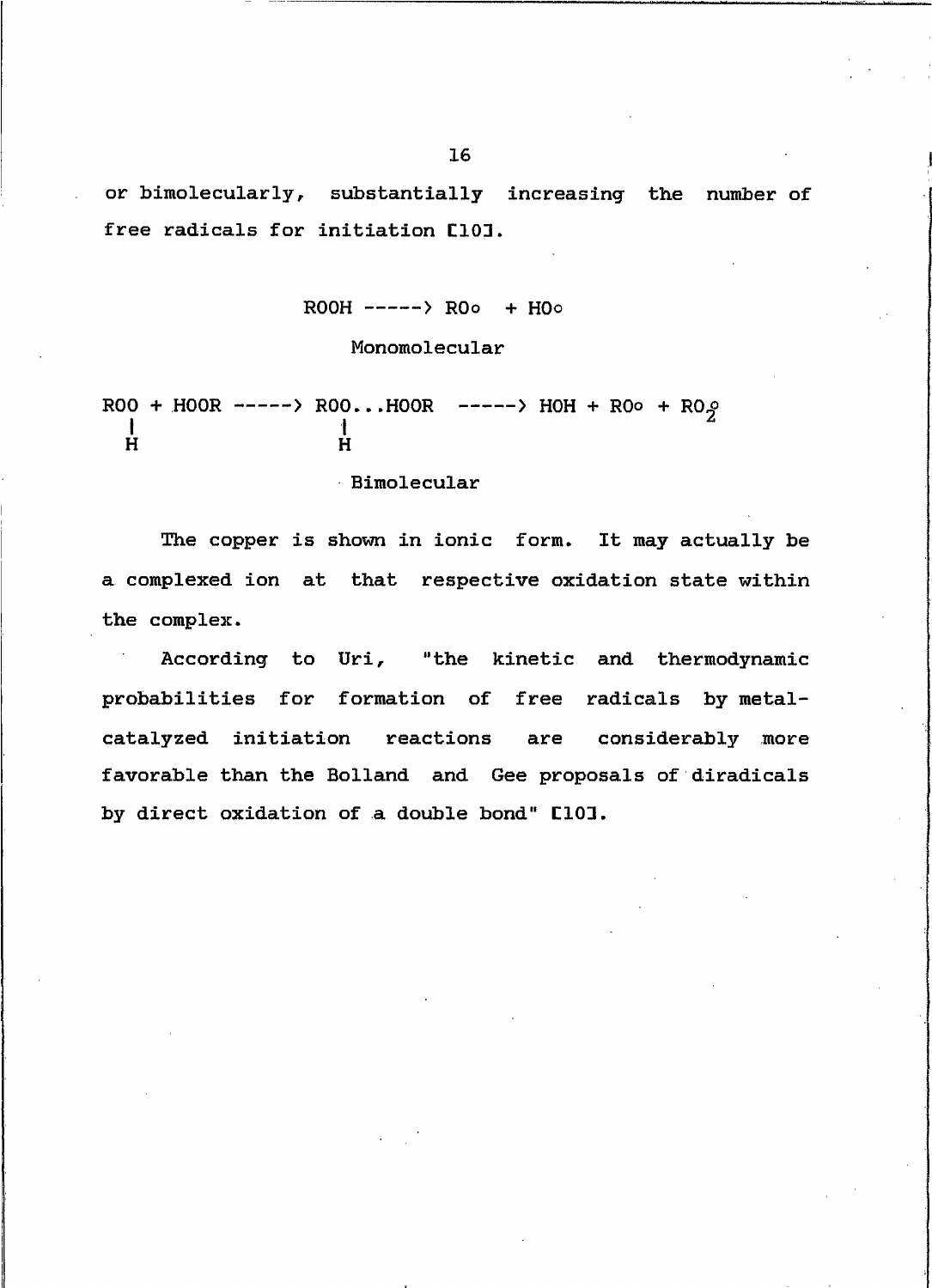or bimolecularly, substantially increasing the number of free radicals for initiation [10].

$$ROOH \longrightarrow RO\circ + HO\circ$$

Monomolecular

$$\underset{\textstyle H}{\underset{|}{ROO}} + HOOR \longrightarrow \underset{\textstyle H}{\underset{|}{ROO}}\ldots HOOR \longrightarrow HOH + RO\circ + RO_2\circ$$

Bimolecular

The copper is shown in ionic form. It may actually be a complexed ion at that respective oxidation state within the complex.

According to Uri, "the kinetic and thermodynamic probabilities for formation of free radicals by metal-catalyzed initiation reactions are considerably more favorable than the Bolland and Gee proposals of diradicals by direct oxidation of a double bond" [10].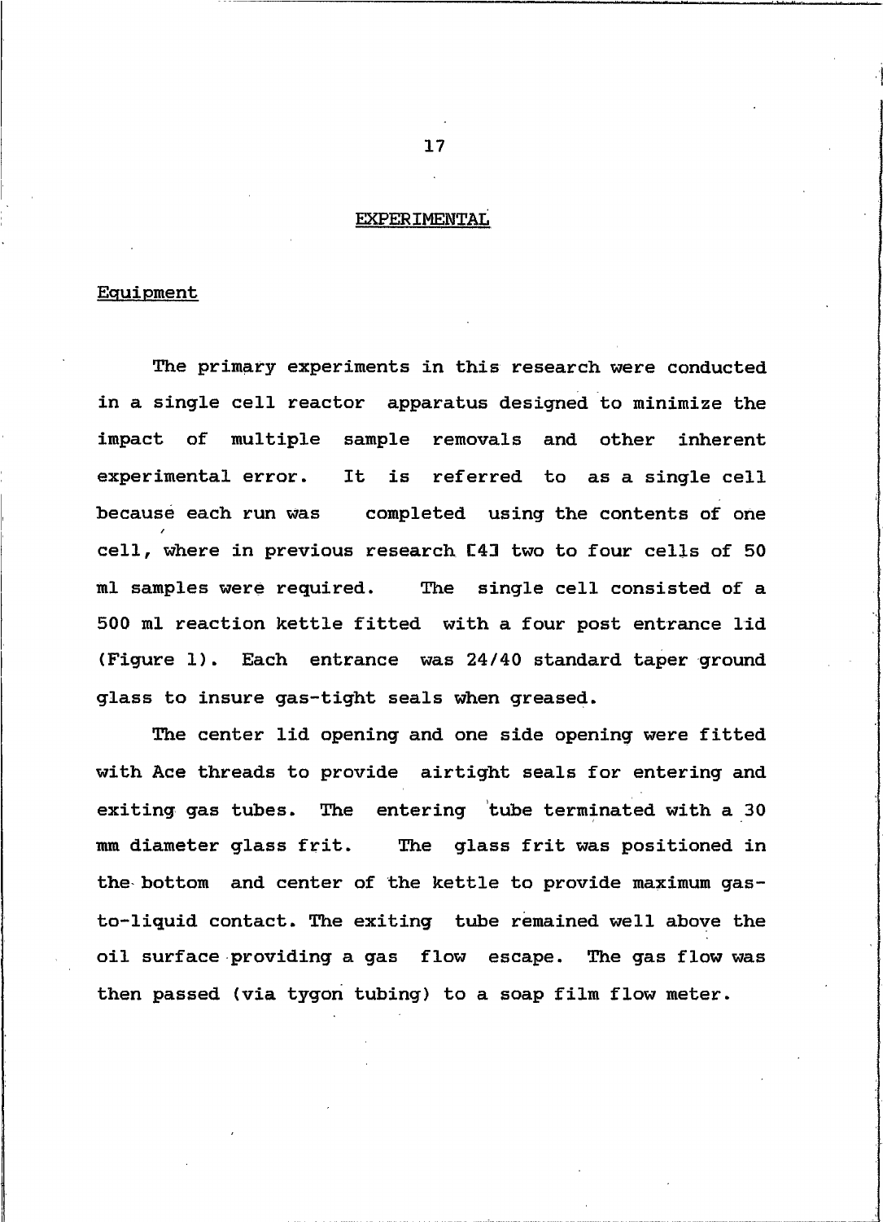# EXPERIMENTAL

## Equipment

The primary experiments in this research were conducted in a single cell reactor apparatus designed to minimize the impact of multiple sample removals and other inherent experimental error. It is referred to as a single cell because each run was completed using the contents of one cell, where in previous research [4] two to four cells of 50 ml samples were required. The single cell consisted of a 500 ml reaction kettle fitted with a four post entrance lid (Figure 1). Each entrance was 24/40 standard taper ground glass to insure gas-tight seals when greased.

The center lid opening and one side opening were fitted with Ace threads to provide airtight seals for entering and exiting gas tubes. The entering tube terminated with a 30 mm diameter glass frit. The glass frit was positioned in the bottom and center of the kettle to provide maximum gas-to-liquid contact. The exiting tube remained well above the oil surface providing a gas flow escape. The gas flow was then passed (via tygon tubing) to a soap film flow meter.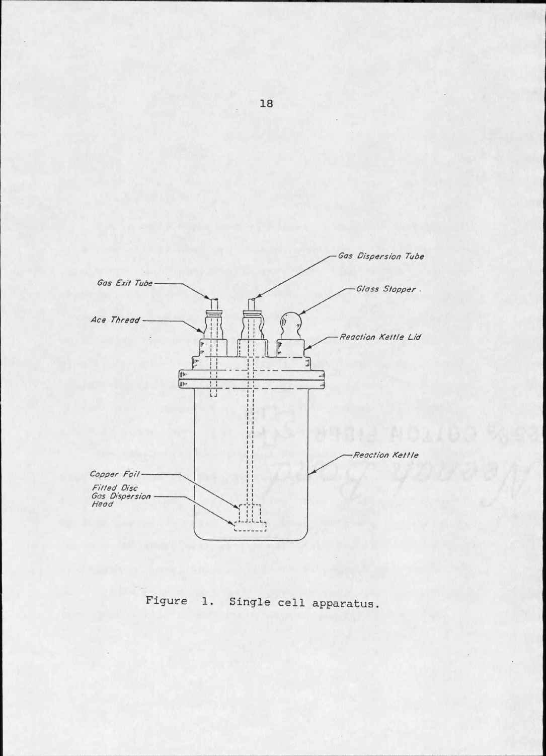Figure 1. Single cell apparatus.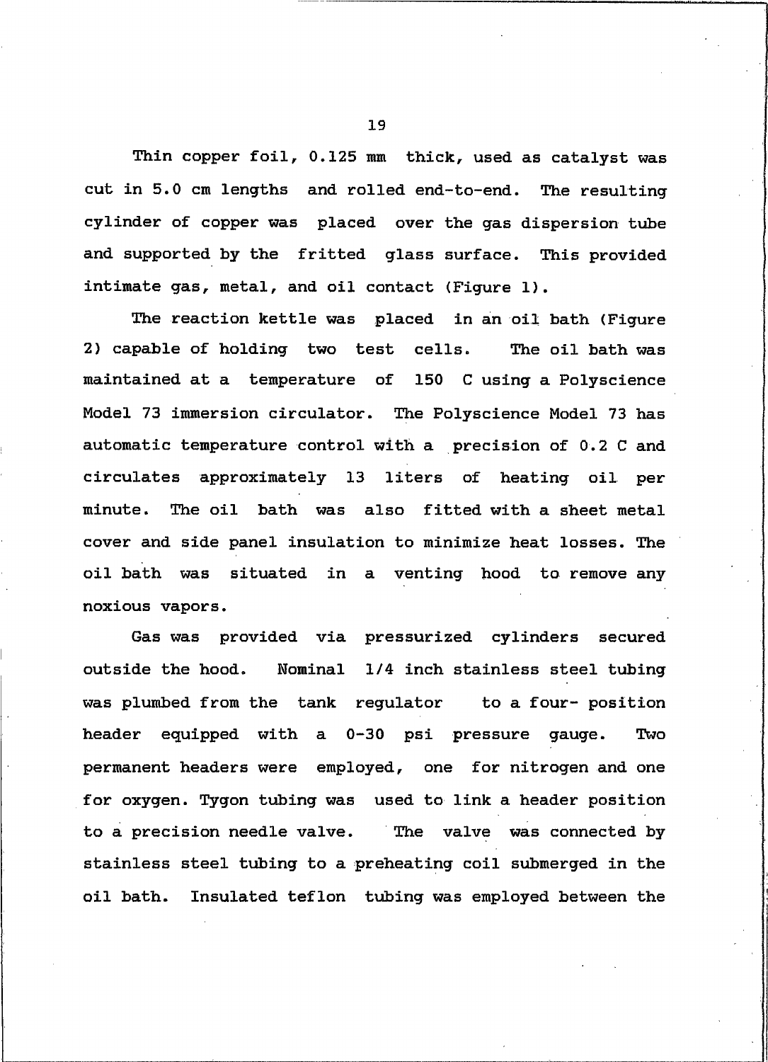Thin copper foil, 0.125 mm thick, used as catalyst was cut in 5.0 cm lengths and rolled end-to-end. The resulting cylinder of copper was placed over the gas dispersion tube and supported by the fritted glass surface. This provided intimate gas, metal, and oil contact (Figure 1).

The reaction kettle was placed in an oil bath (Figure 2) capable of holding two test cells. The oil bath was maintained at a temperature of 150 C using a Polyscience Model 73 immersion circulator. The Polyscience Model 73 has automatic temperature control with a precision of 0.2 C and circulates approximately 13 liters of heating oil per minute. The oil bath was also fitted with a sheet metal cover and side panel insulation to minimize heat losses. The oil bath was situated in a venting hood to remove any noxious vapors.

Gas was provided via pressurized cylinders secured outside the hood. Nominal 1/4 inch stainless steel tubing was plumbed from the tank regulator to a four- position header equipped with a 0-30 psi pressure gauge. Two permanent headers were employed, one for nitrogen and one for oxygen. Tygon tubing was used to link a header position to a precision needle valve. The valve was connected by stainless steel tubing to a preheating coil submerged in the oil bath. Insulated teflon tubing was employed between the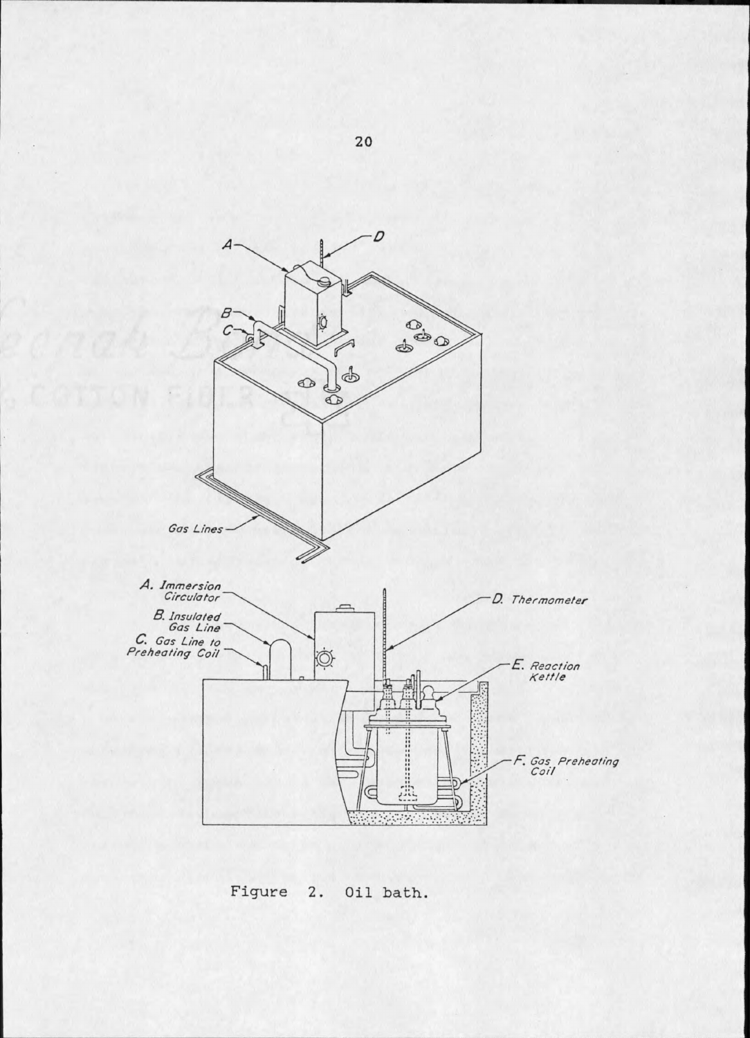Figure 2. Oil bath.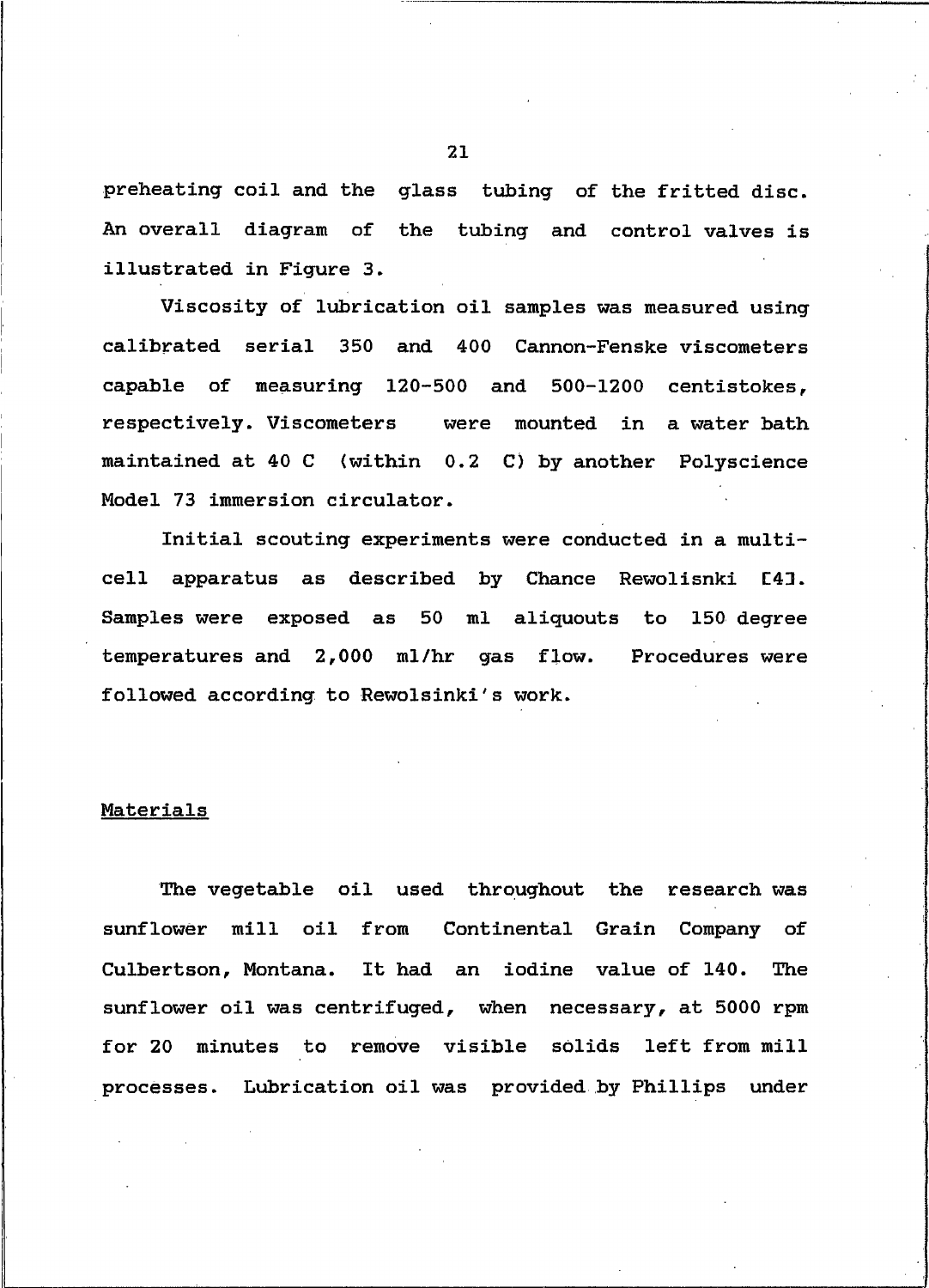preheating coil and the glass tubing of the fritted disc. An overall diagram of the tubing and control valves is illustrated in Figure 3.

Viscosity of lubrication oil samples was measured using calibrated serial 350 and 400 Cannon-Fenske viscometers capable of measuring 120-500 and 500-1200 centistokes, respectively. Viscometers were mounted in a water bath maintained at 40 C (within 0.2 C) by another Polyscience Model 73 immersion circulator.

Initial scouting experiments were conducted in a multi-cell apparatus as described by Chance Rewolisnki [4]. Samples were exposed as 50 ml aliquouts to 150 degree temperatures and 2,000 ml/hr gas flow. Procedures were followed according to Rewolsinki's work.

## Materials

The vegetable oil used throughout the research was sunflower mill oil from Continental Grain Company of Culbertson, Montana. It had an iodine value of 140. The sunflower oil was centrifuged, when necessary, at 5000 rpm for 20 minutes to remove visible solids left from mill processes. Lubrication oil was provided by Phillips under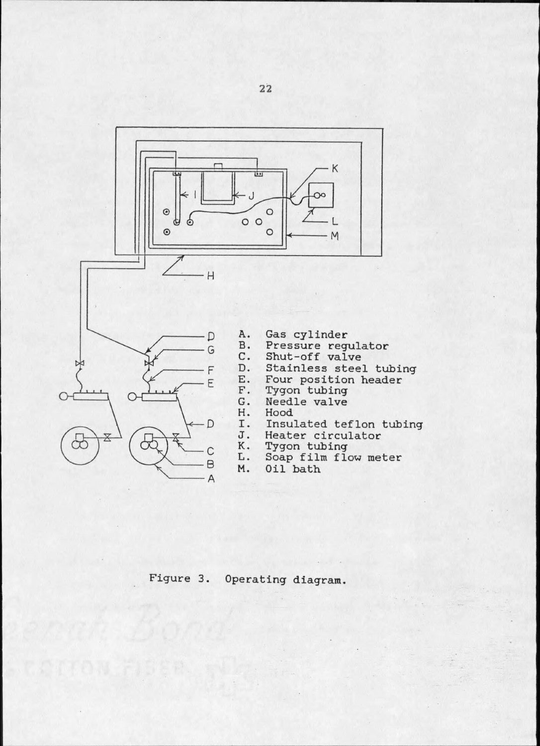A. Gas cylinder
B. Pressure regulator
C. Shut-off valve
D. Stainless steel tubing
E. Four position header
F. Tygon tubing
G. Needle valve
H. Hood
I. Insulated teflon tubing
J. Heater circulator
K. Tygon tubing
L. Soap film flow meter
M. Oil bath

Figure 3. Operating diagram.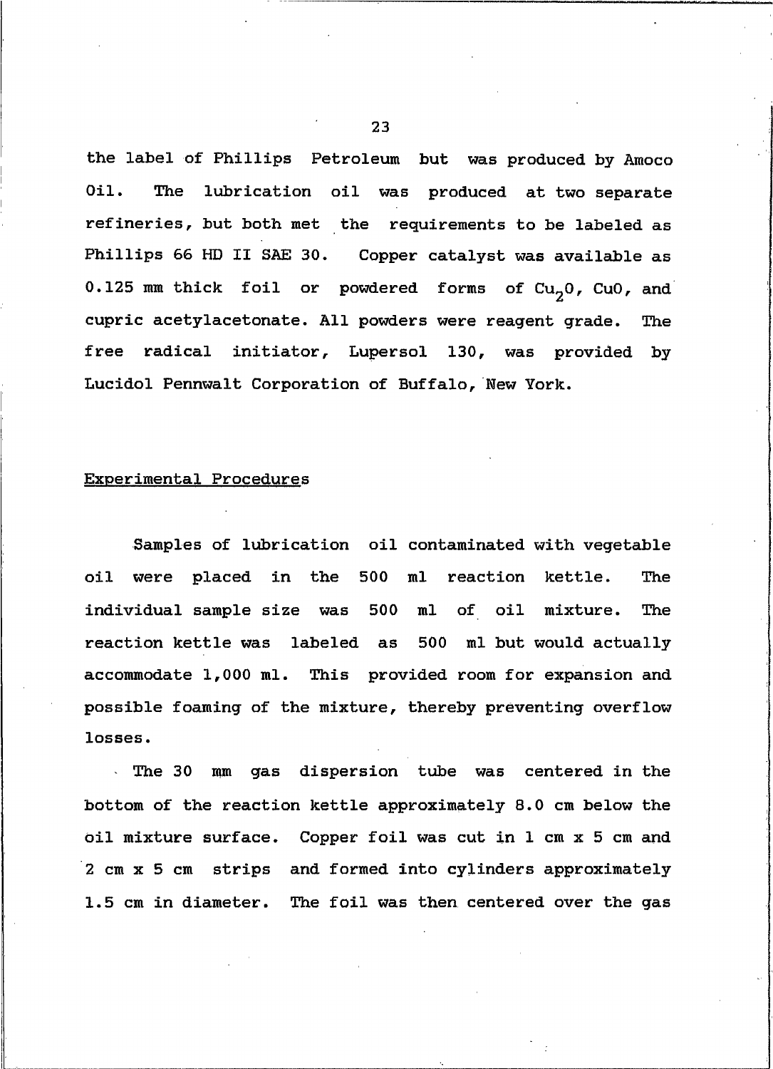the label of Phillips Petroleum but was produced by Amoco Oil. The lubrication oil was produced at two separate refineries, but both met the requirements to be labeled as Phillips 66 HD II SAE 30. Copper catalyst was available as 0.125 mm thick foil or powdered forms of $Cu_2O$, CuO, and cupric acetylacetonate. All powders were reagent grade. The free radical initiator, Lupersol 130, was provided by Lucidol Pennwalt Corporation of Buffalo, New York.

## Experimental Procedures

Samples of lubrication oil contaminated with vegetable oil were placed in the 500 ml reaction kettle. The individual sample size was 500 ml of oil mixture. The reaction kettle was labeled as 500 ml but would actually accommodate 1,000 ml. This provided room for expansion and possible foaming of the mixture, thereby preventing overflow losses.

The 30 mm gas dispersion tube was centered in the bottom of the reaction kettle approximately 8.0 cm below the oil mixture surface. Copper foil was cut in 1 cm x 5 cm and 2 cm x 5 cm strips and formed into cylinders approximately 1.5 cm in diameter. The foil was then centered over the gas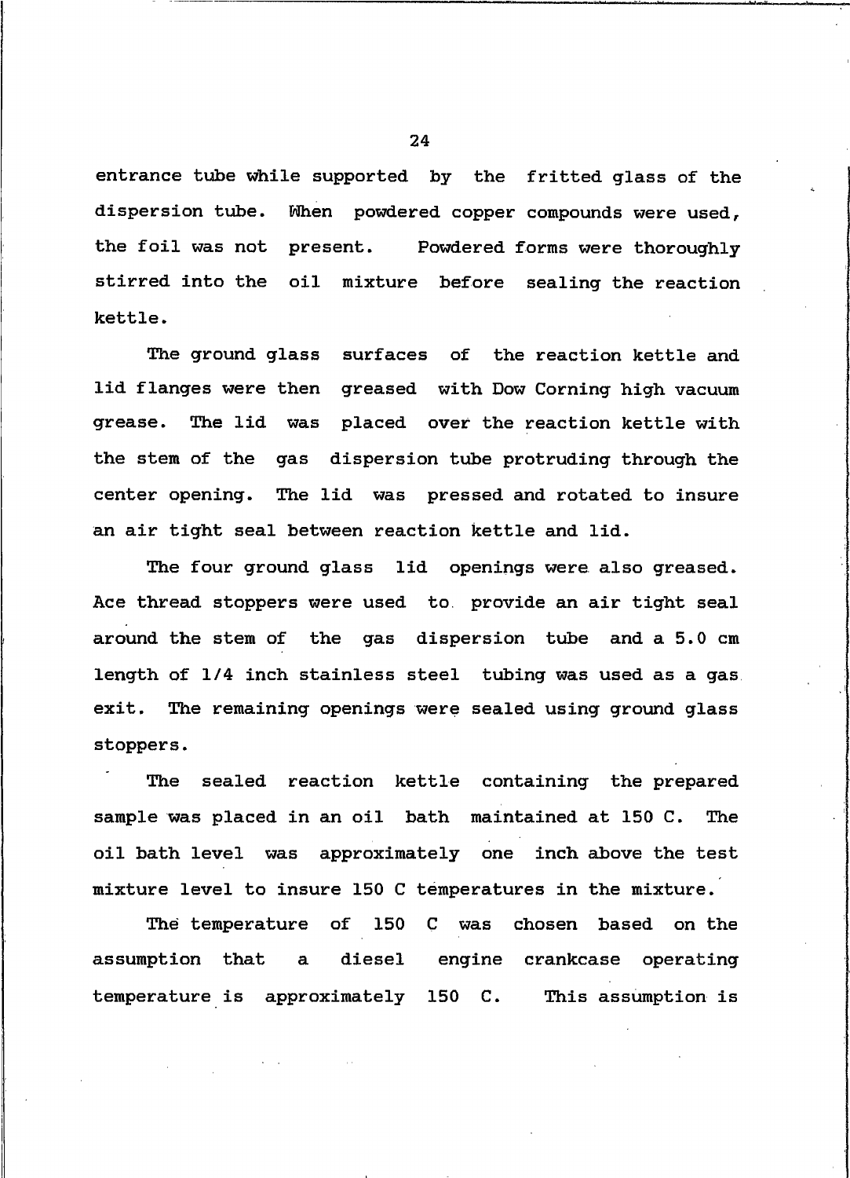entrance tube while supported by the fritted glass of the dispersion tube. When powdered copper compounds were used, the foil was not present. Powdered forms were thoroughly stirred into the oil mixture before sealing the reaction kettle.

The ground glass surfaces of the reaction kettle and lid flanges were then greased with Dow Corning high vacuum grease. The lid was placed over the reaction kettle with the stem of the gas dispersion tube protruding through the center opening. The lid was pressed and rotated to insure an air tight seal between reaction kettle and lid.

The four ground glass lid openings were also greased. Ace thread stoppers were used to provide an air tight seal around the stem of the gas dispersion tube and a 5.0 cm length of 1/4 inch stainless steel tubing was used as a gas exit. The remaining openings were sealed using ground glass stoppers.

The sealed reaction kettle containing the prepared sample was placed in an oil bath maintained at 150 C. The oil bath level was approximately one inch above the test mixture level to insure 150 C temperatures in the mixture.

The temperature of 150 C was chosen based on the assumption that a diesel engine crankcase operating temperature is approximately 150 C. This assumption is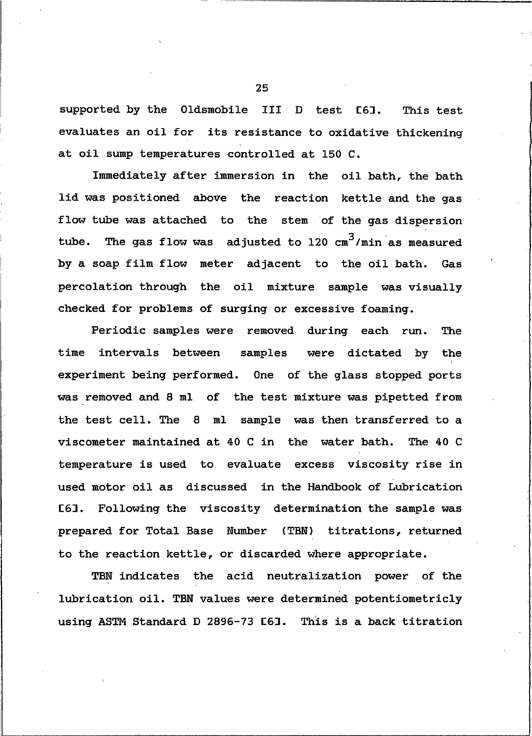supported by the Oldsmobile III D test [6]. This test evaluates an oil for its resistance to oxidative thickening at oil sump temperatures controlled at 150 C.

Immediately after immersion in the oil bath, the bath lid was positioned above the reaction kettle and the gas flow tube was attached to the stem of the gas dispersion tube. The gas flow was adjusted to 120 $cm^3$/min as measured by a soap film flow meter adjacent to the oil bath. Gas percolation through the oil mixture sample was visually checked for problems of surging or excessive foaming.

Periodic samples were removed during each run. The time intervals between samples were dictated by the experiment being performed. One of the glass stopped ports was removed and 8 ml of the test mixture was pipetted from the test cell. The 8 ml sample was then transferred to a viscometer maintained at 40 C in the water bath. The 40 C temperature is used to evaluate excess viscosity rise in used motor oil as discussed in the Handbook of Lubrication [6]. Following the viscosity determination the sample was prepared for Total Base Number (TBN) titrations, returned to the reaction kettle, or discarded where appropriate.

TBN indicates the acid neutralization power of the lubrication oil. TBN values were determined potentiometricly using ASTM Standard D 2896-73 [6]. This is a back titration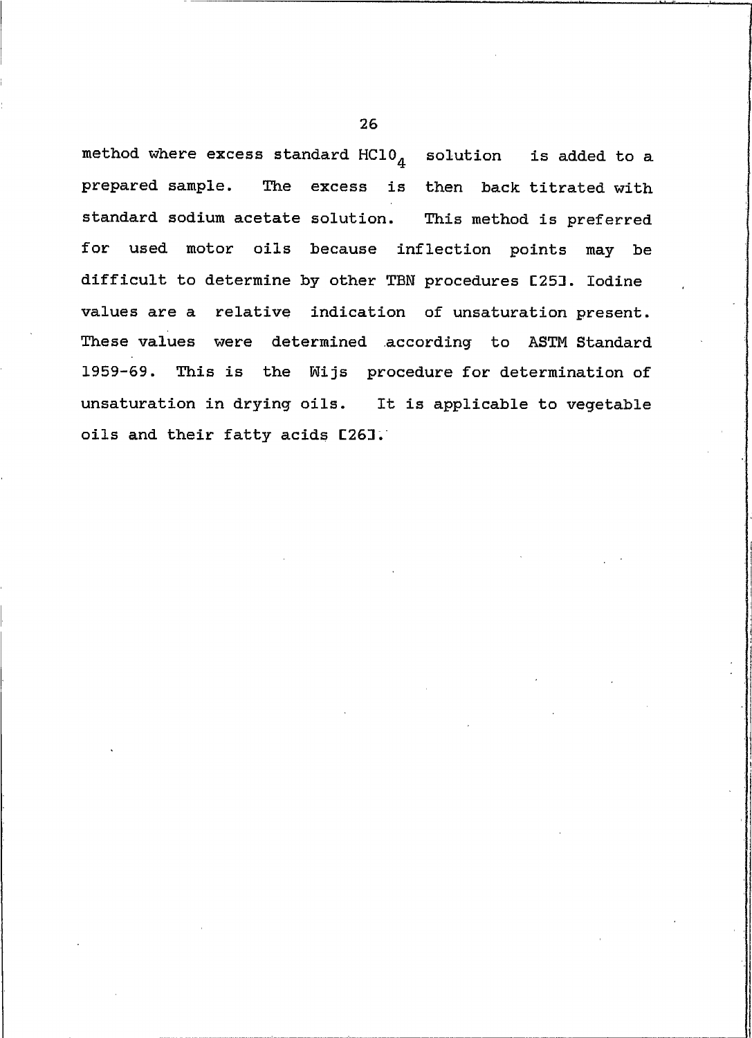method where excess standard $HClO_4$ solution is added to a prepared sample. The excess is then back titrated with standard sodium acetate solution. This method is preferred for used motor oils because inflection points may be difficult to determine by other TBN procedures [25]. Iodine values are a relative indication of unsaturation present. These values were determined according to ASTM Standard 1959-69. This is the Wijs procedure for determination of unsaturation in drying oils. It is applicable to vegetable oils and their fatty acids [26].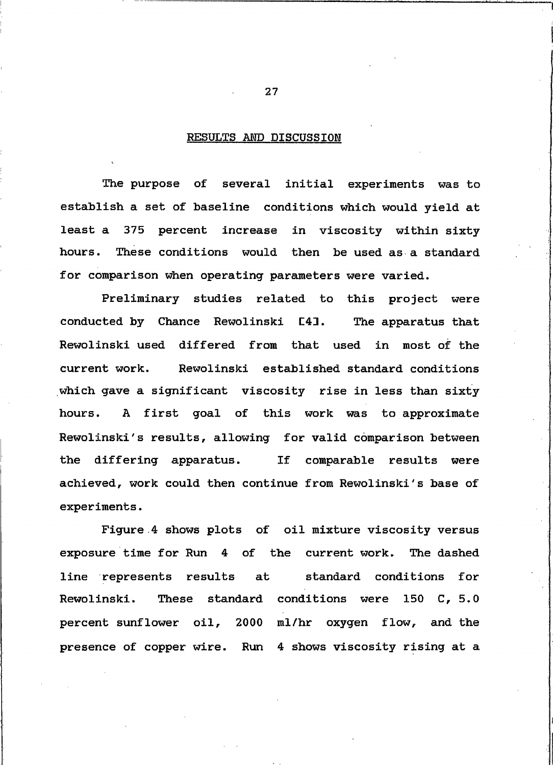## RESULTS AND DISCUSSION

The purpose of several initial experiments was to establish a set of baseline conditions which would yield at least a 375 percent increase in viscosity within sixty hours. These conditions would then be used as a standard for comparison when operating parameters were varied.

Preliminary studies related to this project were conducted by Chance Rewolinski [4]. The apparatus that Rewolinski used differed from that used in most of the current work. Rewolinski established standard conditions which gave a significant viscosity rise in less than sixty hours. A first goal of this work was to approximate Rewolinski's results, allowing for valid comparison between the differing apparatus. If comparable results were achieved, work could then continue from Rewolinski's base of experiments.

Figure 4 shows plots of oil mixture viscosity versus exposure time for Run 4 of the current work. The dashed line represents results at standard conditions for Rewolinski. These standard conditions were 150 C, 5.0 percent sunflower oil, 2000 ml/hr oxygen flow, and the presence of copper wire. Run 4 shows viscosity rising at a